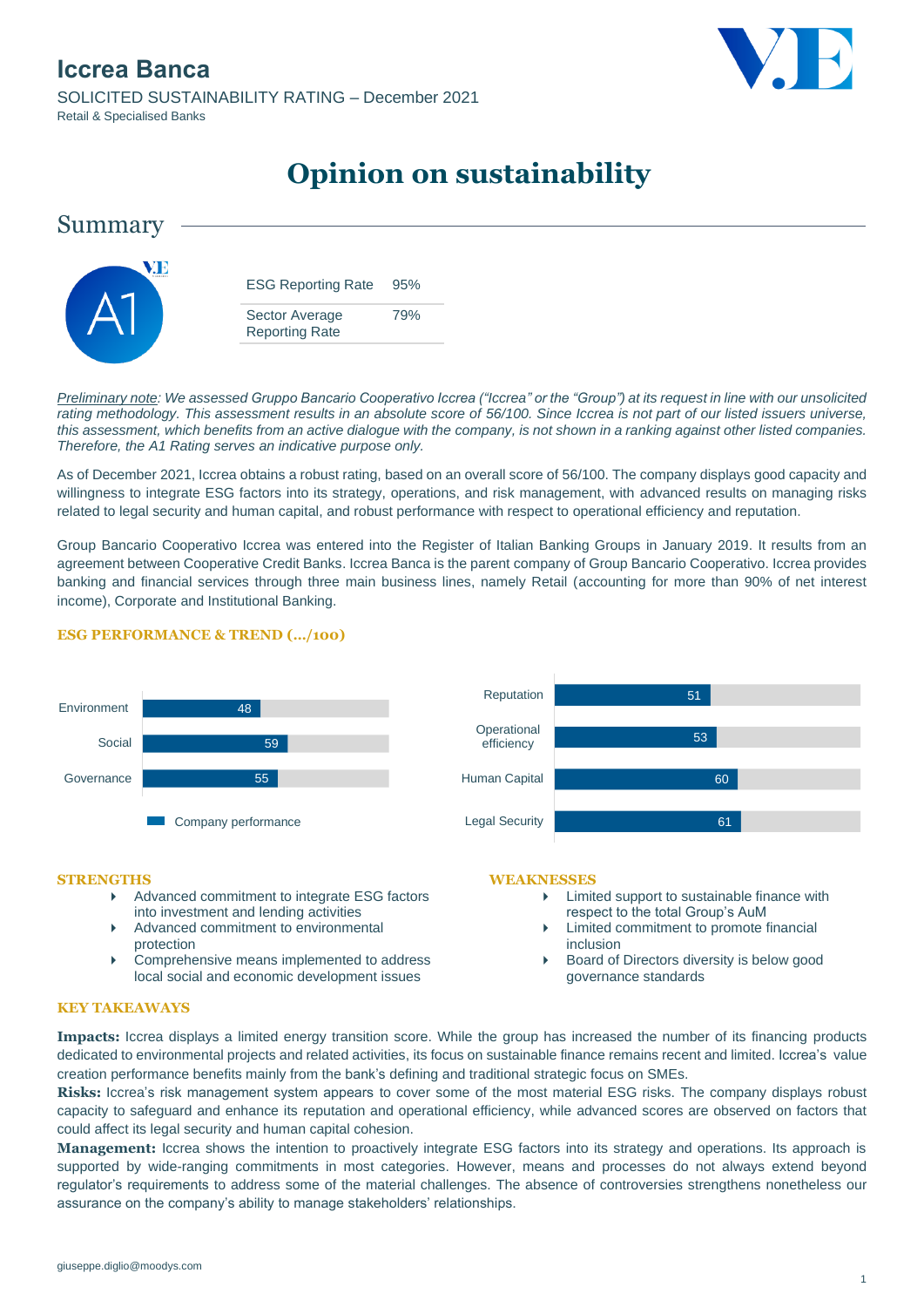# Iccrea Banca

SOLICITED SUSTAINABILITY RATING – December 2021

Retail & Specialised Banks

# Opinion on sustainability

## Summary

A1

| ESG Reporting Rate | 95% |
| --- | --- |
| Sector Average Reporting Rate | 79% |

*Preliminary note: We assessed Gruppo Bancario Cooperativo Iccrea ("Iccrea" or the "Group") at its request in line with our unsolicited rating methodology. This assessment results in an absolute score of 56/100. Since Iccrea is not part of our listed issuers universe, this assessment, which benefits from an active dialogue with the company, is not shown in a ranking against other listed companies. Therefore, the A1 Rating serves an indicative purpose only.*

As of December 2021, Iccrea obtains a robust rating, based on an overall score of 56/100. The company displays good capacity and willingness to integrate ESG factors into its strategy, operations, and risk management, with advanced results on managing risks related to legal security and human capital, and robust performance with respect to operational efficiency and reputation.

Group Bancario Cooperativo Iccrea was entered into the Register of Italian Banking Groups in January 2019. It results from an agreement between Cooperative Credit Banks. Iccrea Banca is the parent company of Group Bancario Cooperativo. Iccrea provides banking and financial services through three main business lines, namely Retail (accounting for more than 90% of net interest income), Corporate and Institutional Banking.

### ESG PERFORMANCE & TREND (…/100)

| Company performance | Score |
| --- | --- |
| Environment | 48 |
| Social | 59 |
| Governance | 55 |

| Company performance | Score |
| --- | --- |
| Reputation | 51 |
| Operational efficiency | 53 |
| Human Capital | 60 |
| Legal Security | 61 |

### STRENGTHS

- Advanced commitment to integrate ESG factors into investment and lending activities
- Advanced commitment to environmental protection
- Comprehensive means implemented to address local social and economic development issues

### WEAKNESSES

- Limited support to sustainable finance with respect to the total Group's AuM
- Limited commitment to promote financial inclusion
- Board of Directors diversity is below good governance standards

### KEY TAKEAWAYS

**Impacts:** Iccrea displays a limited energy transition score. While the group has increased the number of its financing products dedicated to environmental projects and related activities, its focus on sustainable finance remains recent and limited. Iccrea's value creation performance benefits mainly from the bank's defining and traditional strategic focus on SMEs.

**Risks:** Iccrea's risk management system appears to cover some of the most material ESG risks. The company displays robust capacity to safeguard and enhance its reputation and operational efficiency, while advanced scores are observed on factors that could affect its legal security and human capital cohesion.

**Management:** Iccrea shows the intention to proactively integrate ESG factors into its strategy and operations. Its approach is supported by wide-ranging commitments in most categories. However, means and processes do not always extend beyond regulator's requirements to address some of the material challenges. The absence of controversies strengthens nonetheless our assurance on the company's ability to manage stakeholders' relationships.

giuseppe.diglio@moodys.com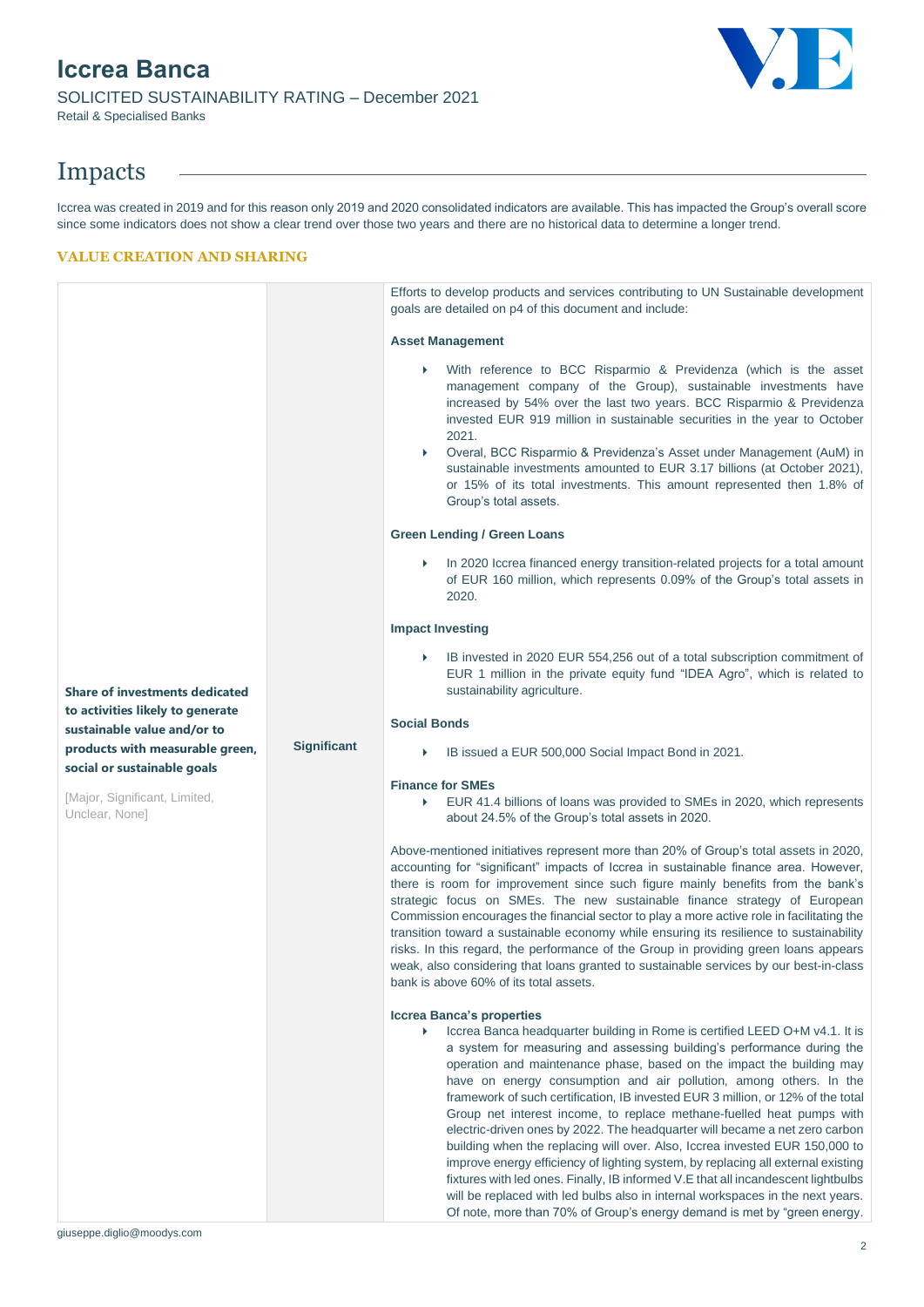# Impacts

Iccrea was created in 2019 and for this reason only 2019 and 2020 consolidated indicators are available. This has impacted the Group's overall score since some indicators does not show a clear trend over those two years and there are no historical data to determine a longer trend.

### VALUE CREATION AND SHARING

| | | |
|---|---|---|
| **Share of investments dedicated to activities likely to generate sustainable value and/or to products with measurable green, social or sustainable goals**<br><br>[Major, Significant, Limited, Unclear, None] | **Significant** | Efforts to develop products and services contributing to UN Sustainable development goals are detailed on p4 of this document and include:<br><br>**Asset Management**<br><br>• With reference to BCC Risparmio & Previdenza (which is the asset management company of the Group), sustainable investments have increased by 54% over the last two years. BCC Risparmio & Previdenza invested EUR 919 million in sustainable securities in the year to October 2021.<br>• Overal, BCC Risparmio & Previdenza's Asset under Management (AuM) in sustainable investments amounted to EUR 3.17 billions (at October 2021), or 15% of its total investments. This amount represented then 1.8% of Group's total assets.<br><br>**Green Lending / Green Loans**<br><br>• In 2020 Iccrea financed energy transition-related projects for a total amount of EUR 160 million, which represents 0.09% of the Group's total assets in 2020.<br><br>**Impact Investing**<br><br>• IB invested in 2020 EUR 554,256 out of a total subscription commitment of EUR 1 million in the private equity fund "IDEA Agro", which is related to sustainability agriculture.<br><br>**Social Bonds**<br><br>• IB issued a EUR 500,000 Social Impact Bond in 2021.<br><br>**Finance for SMEs**<br>• EUR 41.4 billions of loans was provided to SMEs in 2020, which represents about 24.5% of the Group's total assets in 2020.<br><br>Above-mentioned initiatives represent more than 20% of Group's total assets in 2020, accounting for "significant" impacts of Iccrea in sustainable finance area. However, there is room for improvement since such figure mainly benefits from the bank's strategic focus on SMEs. The new sustainable finance strategy of European Commission encourages the financial sector to play a more active role in facilitating the transition toward a sustainable economy while ensuring its resilience to sustainability risks. In this regard, the performance of the Group in providing green loans appears weak, also considering that loans granted to sustainable services by our best-in-class bank is above 60% of its total assets.<br><br>**Iccrea Banca's properties**<br>• Iccrea Banca headquarter building in Rome is certified LEED O+M v4.1. It is a system for measuring and assessing building's performance during the operation and maintenance phase, based on the impact the building may have on energy consumption and air pollution, among others. In the framework of such certification, IB invested EUR 3 million, or 12% of the total Group net interest income, to replace methane-fuelled heat pumps with electric-driven ones by 2022. The headquarter will became a net zero carbon building when the replacing will over. Also, Iccrea invested EUR 150,000 to improve energy efficiency of lighting system, by replacing all external existing fixtures with led ones. Finally, IB informed V.E that all incandescent lightbulbs will be replaced with led bulbs also in internal workspaces in the next years. Of note, more than 70% of Group's energy demand is met by "green energy. |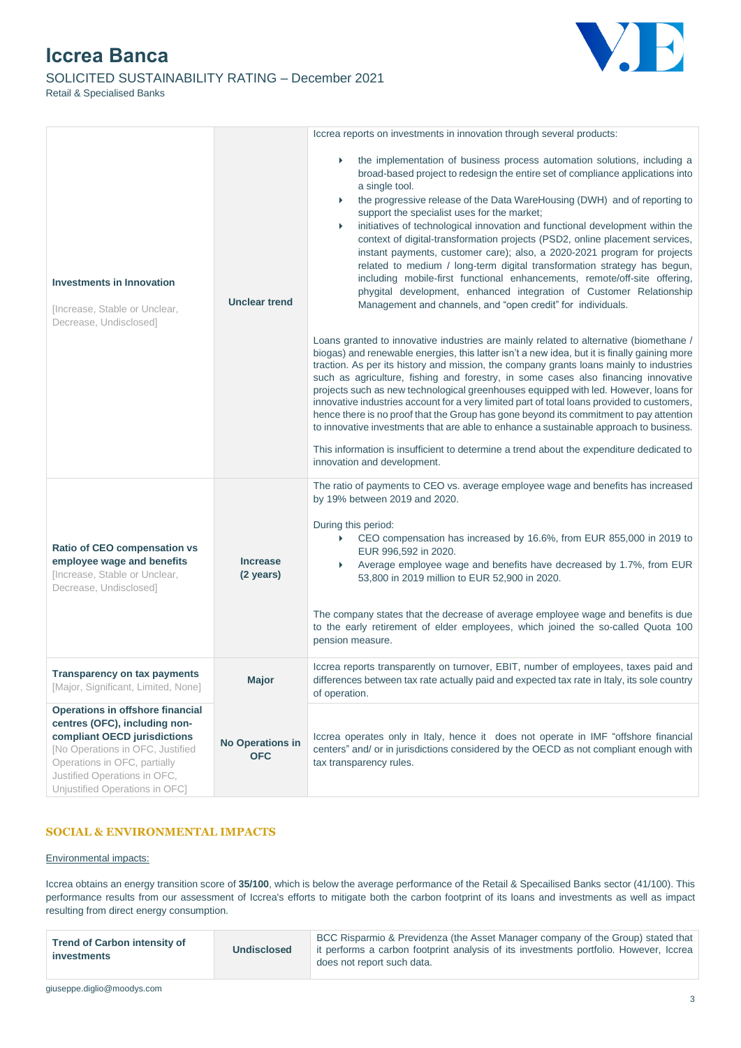| | | |
|---|---|---|
| **Investments in Innovation** [Increase, Stable or Unclear, Decrease, Undisclosed] | **Unclear trend** | Iccrea reports on investments in innovation through several products:<br>• the implementation of business process automation solutions, including a broad-based project to redesign the entire set of compliance applications into a single tool.<br>• the progressive release of the Data WareHousing (DWH) and of reporting to support the specialist uses for the market;<br>• initiatives of technological innovation and functional development within the context of digital-transformation projects (PSD2, online placement services, instant payments, customer care); also, a 2020-2021 program for projects related to medium / long-term digital transformation strategy has begun, including mobile-first functional enhancements, remote/off-site offering, phygital development, enhanced integration of Customer Relationship Management and channels, and "open credit" for individuals.<br><br>Loans granted to innovative industries are mainly related to alternative (biomethane / biogas) and renewable energies, this latter isn't a new idea, but it is finally gaining more traction. As per its history and mission, the company grants loans mainly to industries such as agriculture, fishing and forestry, in some cases also financing innovative projects such as new technological greenhouses equipped with led. However, loans for innovative industries account for a very limited part of total loans provided to customers, hence there is no proof that the Group has gone beyond its commitment to pay attention to innovative investments that are able to enhance a sustainable approach to business.<br><br>This information is insufficient to determine a trend about the expenditure dedicated to innovation and development. |
| **Ratio of CEO compensation vs employee wage and benefits** [Increase, Stable or Unclear, Decrease, Undisclosed] | **Increase (2 years)** | The ratio of payments to CEO vs. average employee wage and benefits has increased by 19% between 2019 and 2020.<br><br>During this period:<br>• CEO compensation has increased by 16.6%, from EUR 855,000 in 2019 to EUR 996,592 in 2020.<br>• Average employee wage and benefits have decreased by 1.7%, from EUR 53,800 in 2019 million to EUR 52,900 in 2020.<br><br>The company states that the decrease of average employee wage and benefits is due to the early retirement of elder employees, which joined the so-called Quota 100 pension measure. |
| **Transparency on tax payments** [Major, Significant, Limited, None] | **Major** | Iccrea reports transparently on turnover, EBIT, number of employees, taxes paid and differences between tax rate actually paid and expected tax rate in Italy, its sole country of operation. |
| **Operations in offshore financial centres (OFC), including non-compliant OECD jurisdictions** [No Operations in OFC, Justified Operations in OFC, partially Justified Operations in OFC, Unjustified Operations in OFC] | **No Operations in OFC** | Iccrea operates only in Italy, hence it does not operate in IMF "offshore financial centers" and/ or in jurisdictions considered by the OECD as not compliant enough with tax transparency rules. |

## SOCIAL & ENVIRONMENTAL IMPACTS

Environmental impacts:

Iccrea obtains an energy transition score of **35/100**, which is below the average performance of the Retail & Specailised Banks sector (41/100). This performance results from our assessment of Iccrea's efforts to mitigate both the carbon footprint of its loans and investments as well as impact resulting from direct energy consumption.

| | | |
|---|---|---|
| **Trend of Carbon intensity of investments** | **Undisclosed** | BCC Risparmio & Previdenza (the Asset Manager company of the Group) stated that it performs a carbon footprint analysis of its investments portfolio. However, Iccrea does not report such data. |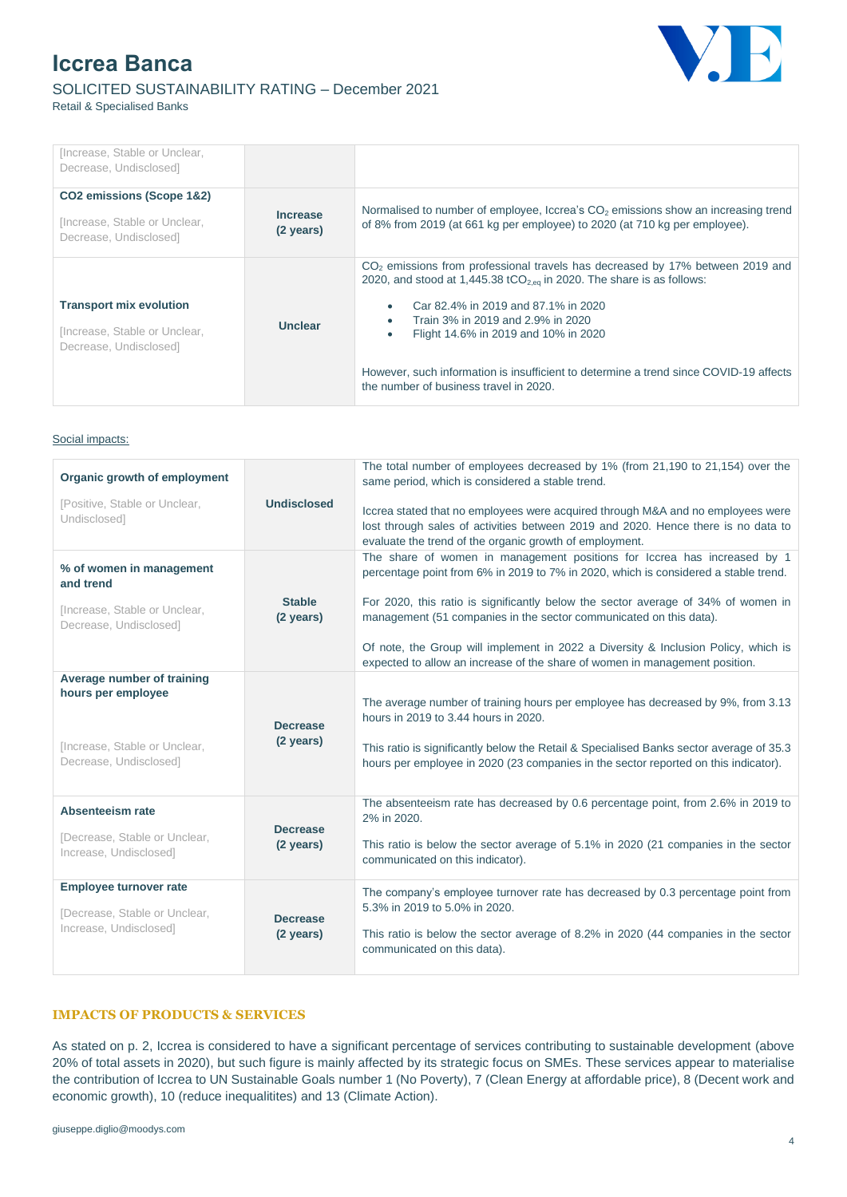| [Increase, Stable or Unclear, Decrease, Undisclosed] | | |
|---|---|---|
| **CO2 emissions (Scope 1&2)**<br><br>[Increase, Stable or Unclear, Decrease, Undisclosed] | **Increase (2 years)** | Normalised to number of employee, Iccrea's $CO_2$ emissions show an increasing trend of 8% from 2019 (at 661 kg per employee) to 2020 (at 710 kg per employee). |
| **Transport mix evolution**<br><br>[Increase, Stable or Unclear, Decrease, Undisclosed] | **Unclear** | $CO_2$ emissions from professional travels has decreased by 17% between 2019 and 2020, and stood at 1,445.38 $tCO_{2,eq}$ in 2020. The share is as follows:<br>• Car 82.4% in 2019 and 87.1% in 2020<br>• Train 3% in 2019 and 2.9% in 2020<br>• Flight 14.6% in 2019 and 10% in 2020<br><br>However, such information is insufficient to determine a trend since COVID-19 affects the number of business travel in 2020. |

Social impacts:

| | | |
|---|---|---|
| **Organic growth of employment**<br><br>[Positive, Stable or Unclear, Undisclosed] | **Undisclosed** | The total number of employees decreased by 1% (from 21,190 to 21,154) over the same period, which is considered a stable trend.<br><br>Iccrea stated that no employees were acquired through M&A and no employees were lost through sales of activities between 2019 and 2020. Hence there is no data to evaluate the trend of the organic growth of employment. |
| **% of women in management and trend**<br><br>[Increase, Stable or Unclear, Decrease, Undisclosed] | **Stable (2 years)** | The share of women in management positions for Iccrea has increased by 1 percentage point from 6% in 2019 to 7% in 2020, which is considered a stable trend.<br><br>For 2020, this ratio is significantly below the sector average of 34% of women in management (51 companies in the sector communicated on this data).<br><br>Of note, the Group will implement in 2022 a Diversity & Inclusion Policy, which is expected to allow an increase of the share of women in management position. |
| **Average number of training hours per employee**<br><br>[Increase, Stable or Unclear, Decrease, Undisclosed] | **Decrease (2 years)** | The average number of training hours per employee has decreased by 9%, from 3.13 hours in 2019 to 3.44 hours in 2020.<br><br>This ratio is significantly below the Retail & Specialised Banks sector average of 35.3 hours per employee in 2020 (23 companies in the sector reported on this indicator). |
| **Absenteeism rate**<br><br>[Decrease, Stable or Unclear, Increase, Undisclosed] | **Decrease (2 years)** | The absenteeism rate has decreased by 0.6 percentage point, from 2.6% in 2019 to 2% in 2020.<br><br>This ratio is below the sector average of 5.1% in 2020 (21 companies in the sector communicated on this indicator). |
| **Employee turnover rate**<br><br>[Decrease, Stable or Unclear, Increase, Undisclosed] | **Decrease (2 years)** | The company's employee turnover rate has decreased by 0.3 percentage point from 5.3% in 2019 to 5.0% in 2020.<br><br>This ratio is below the sector average of 8.2% in 2020 (44 companies in the sector communicated on this data). |

## IMPACTS OF PRODUCTS & SERVICES

As stated on p. 2, Iccrea is considered to have a significant percentage of services contributing to sustainable development (above 20% of total assets in 2020), but such figure is mainly affected by its strategic focus on SMEs. These services appear to materialise the contribution of Iccrea to UN Sustainable Goals number 1 (No Poverty), 7 (Clean Energy at affordable price), 8 (Decent work and economic growth), 10 (reduce inequalitites) and 13 (Climate Action).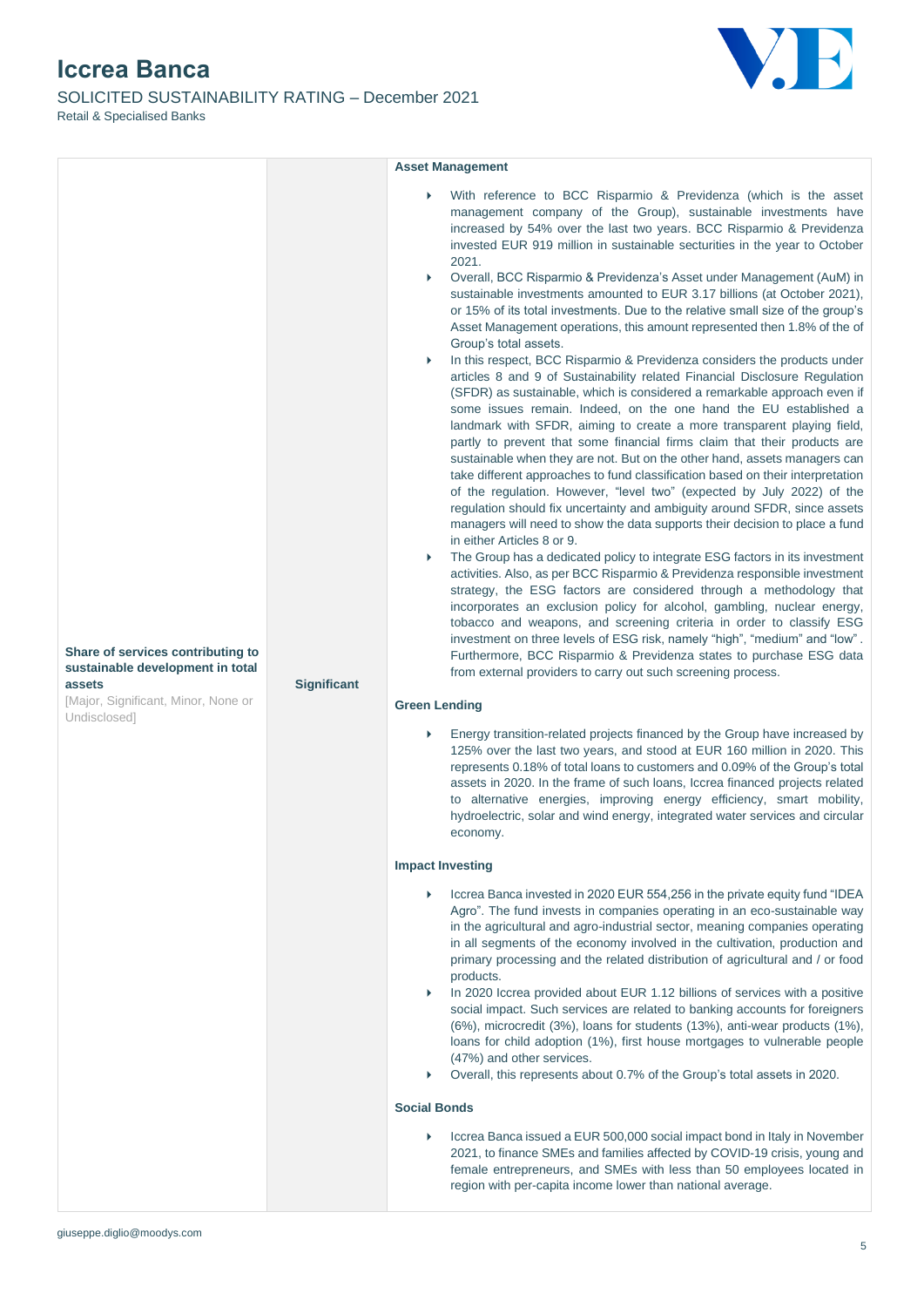| | | |
|---|---|---|
| **Share of services contributing to sustainable development in total assets** [Major, Significant, Minor, None or Undisclosed] | **Significant** | **Asset Management**<br><br>- With reference to BCC Risparmio & Previdenza (which is the asset management company of the Group), sustainable investments have increased by 54% over the last two years. BCC Risparmio & Previdenza invested EUR 919 million in sustainable securities in the year to October 2021.<br>- Overall, BCC Risparmio & Previdenza's Asset under Management (AuM) in sustainable investments amounted to EUR 3.17 billions (at October 2021), or 15% of its total investments. Due to the relative small size of the group's Asset Management operations, this amount represented then 1.8% of the of Group's total assets.<br>- In this respect, BCC Risparmio & Previdenza considers the products under articles 8 and 9 of Sustainability related Financial Disclosure Regulation (SFDR) as sustainable, which is considered a remarkable approach even if some issues remain. Indeed, on the one hand the EU established a landmark with SFDR, aiming to create a more transparent playing field, partly to prevent that some financial firms claim that their products are sustainable when they are not. But on the other hand, assets managers can take different approaches to fund classification based on their interpretation of the regulation. However, "level two" (expected by July 2022) of the regulation should fix uncertainty and ambiguity around SFDR, since assets managers will need to show the data supports their decision to place a fund in either Articles 8 or 9.<br>- The Group has a dedicated policy to integrate ESG factors in its investment activities. Also, as per BCC Risparmio & Previdenza responsible investment strategy, the ESG factors are considered through a methodology that incorporates an exclusion policy for alcohol, gambling, nuclear energy, tobacco and weapons, and screening criteria in order to classify ESG investment on three levels of ESG risk, namely "high", "medium" and "low". Furthermore, BCC Risparmio & Previdenza states to purchase ESG data from external providers to carry out such screening process.<br><br>**Green Lending**<br><br>- Energy transition-related projects financed by the Group have increased by 125% over the last two years, and stood at EUR 160 million in 2020. This represents 0.18% of total loans to customers and 0.09% of the Group's total assets in 2020. In the frame of such loans, Iccrea financed projects related to alternative energies, improving energy efficiency, smart mobility, hydroelectric, solar and wind energy, integrated water services and circular economy.<br><br>**Impact Investing**<br><br>- Iccrea Banca invested in 2020 EUR 554,256 in the private equity fund "IDEA Agro". The fund invests in companies operating in an eco-sustainable way in the agricultural and agro-industrial sector, meaning companies operating in all segments of the economy involved in the cultivation, production and primary processing and the related distribution of agricultural and / or food products.<br>- In 2020 Iccrea provided about EUR 1.12 billions of services with a positive social impact. Such services are related to banking accounts for foreigners (6%), microcredit (3%), loans for students (13%), anti-wear products (1%), loans for child adoption (1%), first house mortgages to vulnerable people (47%) and other services.<br>- Overall, this represents about 0.7% of the Group's total assets in 2020.<br><br>**Social Bonds**<br><br>- Iccrea Banca issued a EUR 500,000 social impact bond in Italy in November 2021, to finance SMEs and families affected by COVID-19 crisis, young and female entrepreneurs, and SMEs with less than 50 employees located in region with per-capita income lower than national average. |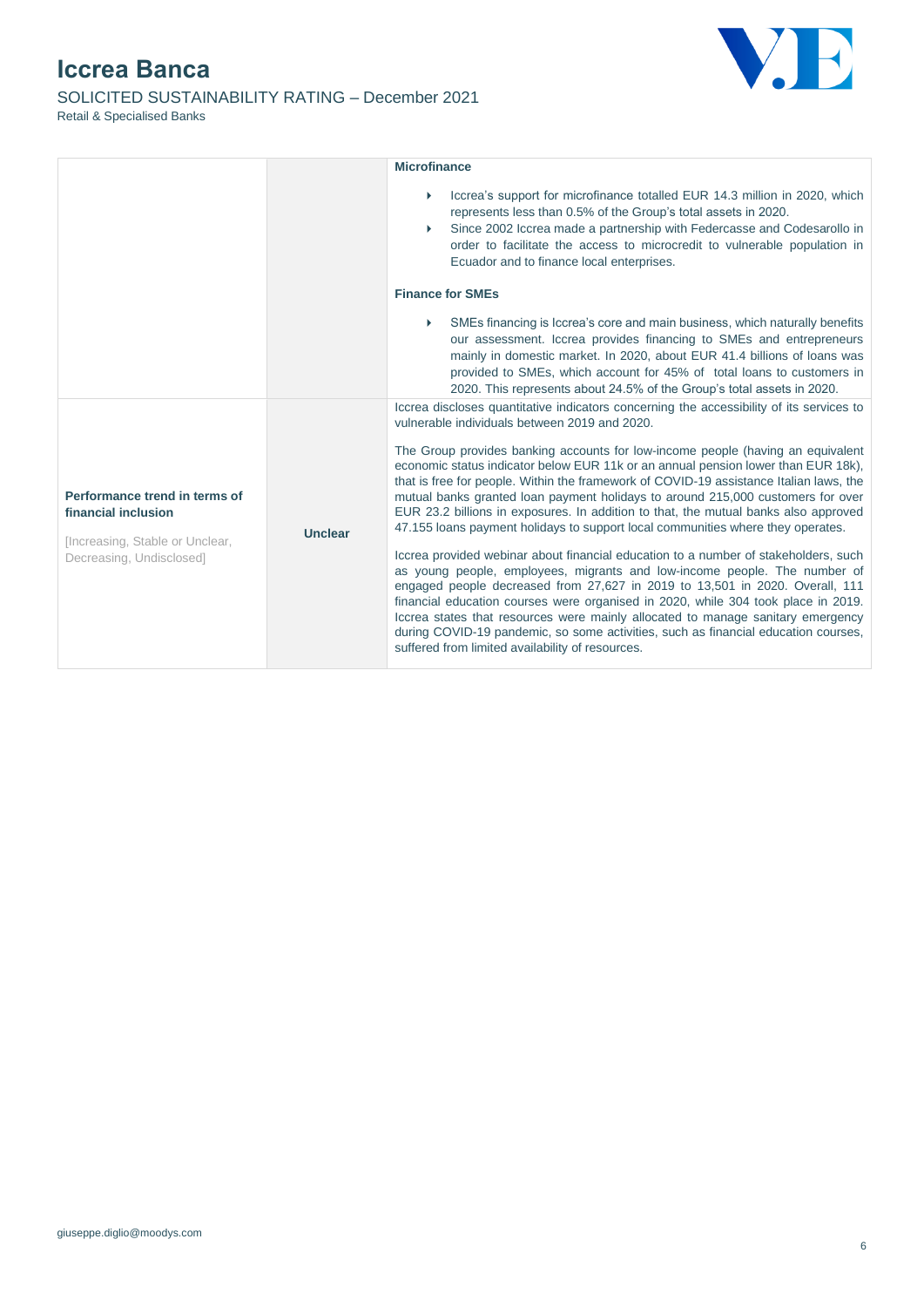| | | |
|---|---|---|
| | | **Microfinance**<br><br>- Iccrea's support for microfinance totalled EUR 14.3 million in 2020, which represents less than 0.5% of the Group's total assets in 2020.<br>- Since 2002 Iccrea made a partnership with Federcasse and Codesarollo in order to facilitate the access to microcredit to vulnerable population in Ecuador and to finance local enterprises.<br><br>**Finance for SMEs**<br><br>- SMEs financing is Iccrea's core and main business, which naturally benefits our assessment. Iccrea provides financing to SMEs and entrepreneurs mainly in domestic market. In 2020, about EUR 41.4 billions of loans was provided to SMEs, which account for 45% of total loans to customers in 2020. This represents about 24.5% of the Group's total assets in 2020. |
| **Performance trend in terms of financial inclusion**<br><br>[Increasing, Stable or Unclear, Decreasing, Undisclosed] | **Unclear** | Iccrea discloses quantitative indicators concerning the accessibility of its services to vulnerable individuals between 2019 and 2020.<br><br>The Group provides banking accounts for low-income people (having an equivalent economic status indicator below EUR 11k or an annual pension lower than EUR 18k), that is free for people. Within the framework of COVID-19 assistance Italian laws, the mutual banks granted loan payment holidays to around 215,000 customers for over EUR 23.2 billions in exposures. In addition to that, the mutual banks also approved 47.155 loans payment holidays to support local communities where they operates.<br><br>Iccrea provided webinar about financial education to a number of stakeholders, such as young people, employees, migrants and low-income people. The number of engaged people decreased from 27,627 in 2019 to 13,501 in 2020. Overall, 111 financial education courses were organised in 2020, while 304 took place in 2019. Iccrea states that resources were mainly allocated to manage sanitary emergency during COVID-19 pandemic, so some activities, such as financial education courses, suffered from limited availability of resources. |

giuseppe.diglio@moodys.com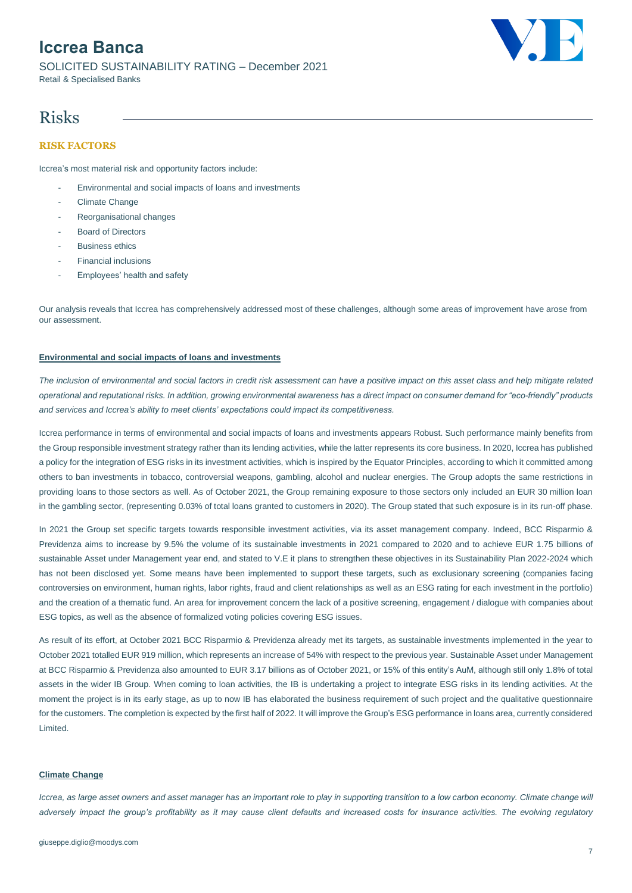# Risks

### RISK FACTORS

Iccrea's most material risk and opportunity factors include:

- Environmental and social impacts of loans and investments
- Climate Change
- Reorganisational changes
- Board of Directors
- Business ethics
- Financial inclusions
- Employees' health and safety

Our analysis reveals that Iccrea has comprehensively addressed most of these challenges, although some areas of improvement have arose from our assessment.

**Environmental and social impacts of loans and investments**

*The inclusion of environmental and social factors in credit risk assessment can have a positive impact on this asset class and help mitigate related operational and reputational risks. In addition, growing environmental awareness has a direct impact on consumer demand for "eco-friendly" products and services and Iccrea's ability to meet clients' expectations could impact its competitiveness.*

Iccrea performance in terms of environmental and social impacts of loans and investments appears Robust. Such performance mainly benefits from the Group responsible investment strategy rather than its lending activities, while the latter represents its core business. In 2020, Iccrea has published a policy for the integration of ESG risks in its investment activities, which is inspired by the Equator Principles, according to which it committed among others to ban investments in tobacco, controversial weapons, gambling, alcohol and nuclear energies. The Group adopts the same restrictions in providing loans to those sectors as well. As of October 2021, the Group remaining exposure to those sectors only included an EUR 30 million loan in the gambling sector, (representing 0.03% of total loans granted to customers in 2020). The Group stated that such exposure is in its run-off phase.

In 2021 the Group set specific targets towards responsible investment activities, via its asset management company. Indeed, BCC Risparmio & Previdenza aims to increase by 9.5% the volume of its sustainable investments in 2021 compared to 2020 and to achieve EUR 1.75 billions of sustainable Asset under Management year end, and stated to V.E it plans to strengthen these objectives in its Sustainability Plan 2022-2024 which has not been disclosed yet. Some means have been implemented to support these targets, such as exclusionary screening (companies facing controversies on environment, human rights, labor rights, fraud and client relationships as well as an ESG rating for each investment in the portfolio) and the creation of a thematic fund. An area for improvement concern the lack of a positive screening, engagement / dialogue with companies about ESG topics, as well as the absence of formalized voting policies covering ESG issues.

As result of its effort, at October 2021 BCC Risparmio & Previdenza already met its targets, as sustainable investments implemented in the year to October 2021 totalled EUR 919 million, which represents an increase of 54% with respect to the previous year. Sustainable Asset under Management at BCC Risparmio & Previdenza also amounted to EUR 3.17 billions as of October 2021, or 15% of this entity's AuM, although still only 1.8% of total assets in the wider IB Group. When coming to loan activities, the IB is undertaking a project to integrate ESG risks in its lending activities. At the moment the project is in its early stage, as up to now IB has elaborated the business requirement of such project and the qualitative questionnaire for the customers. The completion is expected by the first half of 2022. It will improve the Group's ESG performance in loans area, currently considered Limited.

**Climate Change**

*Iccrea, as large asset owners and asset manager has an important role to play in supporting transition to a low carbon economy. Climate change will adversely impact the group's profitability as it may cause client defaults and increased costs for insurance activities. The evolving regulatory*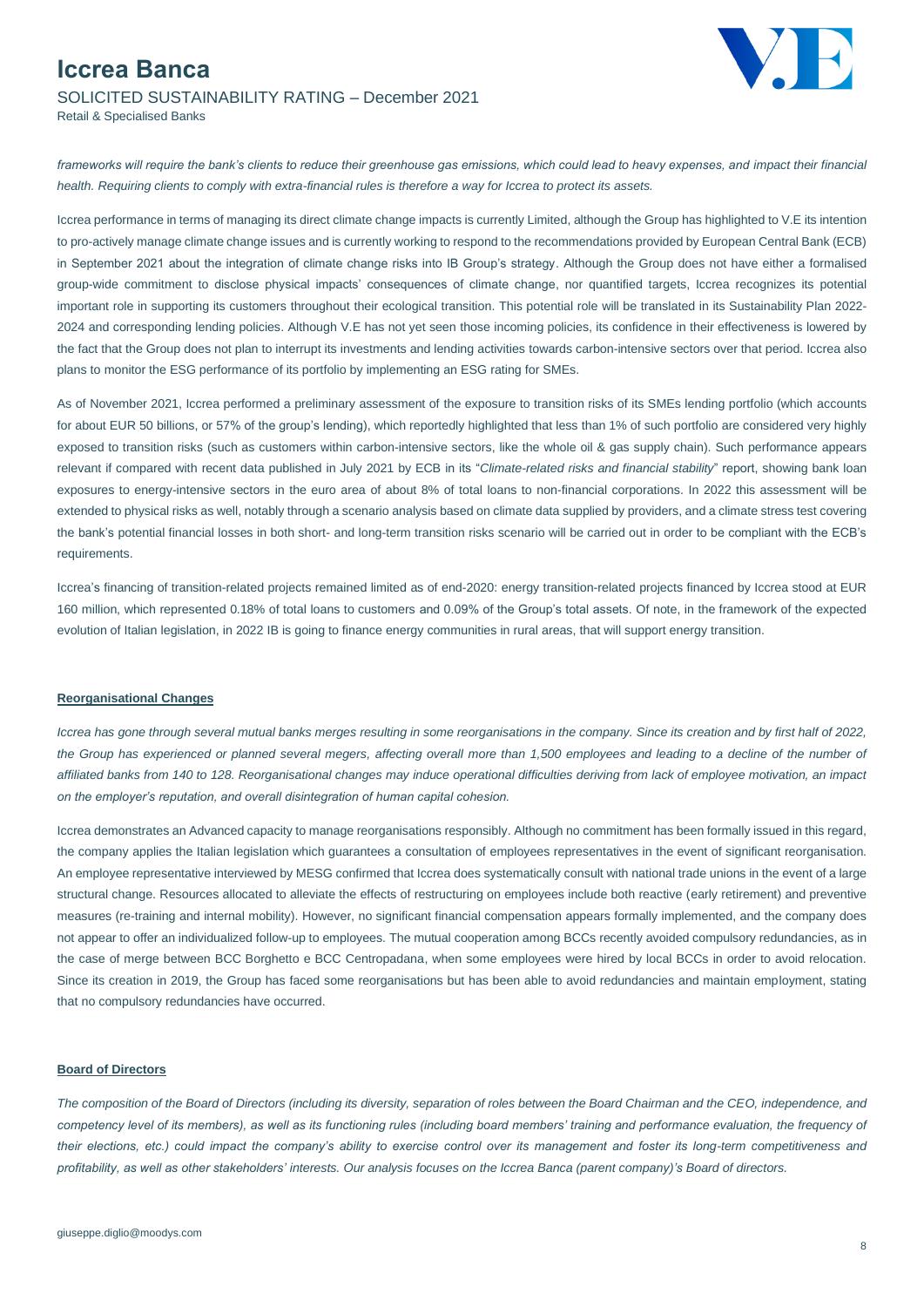*frameworks will require the bank's clients to reduce their greenhouse gas emissions, which could lead to heavy expenses, and impact their financial health. Requiring clients to comply with extra-financial rules is therefore a way for Iccrea to protect its assets.*

Iccrea performance in terms of managing its direct climate change impacts is currently Limited, although the Group has highlighted to V.E its intention to pro-actively manage climate change issues and is currently working to respond to the recommendations provided by European Central Bank (ECB) in September 2021 about the integration of climate change risks into IB Group's strategy. Although the Group does not have either a formalised group-wide commitment to disclose physical impacts' consequences of climate change, nor quantified targets, Iccrea recognizes its potential important role in supporting its customers throughout their ecological transition. This potential role will be translated in its Sustainability Plan 2022-2024 and corresponding lending policies. Although V.E has not yet seen those incoming policies, its confidence in their effectiveness is lowered by the fact that the Group does not plan to interrupt its investments and lending activities towards carbon-intensive sectors over that period. Iccrea also plans to monitor the ESG performance of its portfolio by implementing an ESG rating for SMEs.

As of November 2021, Iccrea performed a preliminary assessment of the exposure to transition risks of its SMEs lending portfolio (which accounts for about EUR 50 billions, or 57% of the group's lending), which reportedly highlighted that less than 1% of such portfolio are considered very highly exposed to transition risks (such as customers within carbon-intensive sectors, like the whole oil & gas supply chain). Such performance appears relevant if compared with recent data published in July 2021 by ECB in its "*Climate-related risks and financial stability*" report, showing bank loan exposures to energy-intensive sectors in the euro area of about 8% of total loans to non-financial corporations. In 2022 this assessment will be extended to physical risks as well, notably through a scenario analysis based on climate data supplied by providers, and a climate stress test covering the bank's potential financial losses in both short- and long-term transition risks scenario will be carried out in order to be compliant with the ECB's requirements.

Iccrea's financing of transition-related projects remained limited as of end-2020: energy transition-related projects financed by Iccrea stood at EUR 160 million, which represented 0.18% of total loans to customers and 0.09% of the Group's total assets. Of note, in the framework of the expected evolution of Italian legislation, in 2022 IB is going to finance energy communities in rural areas, that will support energy transition.

**Reorganisational Changes**

*Iccrea has gone through several mutual banks merges resulting in some reorganisations in the company. Since its creation and by first half of 2022, the Group has experienced or planned several megers, affecting overall more than 1,500 employees and leading to a decline of the number of affiliated banks from 140 to 128. Reorganisational changes may induce operational difficulties deriving from lack of employee motivation, an impact on the employer's reputation, and overall disintegration of human capital cohesion.*

Iccrea demonstrates an Advanced capacity to manage reorganisations responsibly. Although no commitment has been formally issued in this regard, the company applies the Italian legislation which guarantees a consultation of employees representatives in the event of significant reorganisation. An employee representative interviewed by MESG confirmed that Iccrea does systematically consult with national trade unions in the event of a large structural change. Resources allocated to alleviate the effects of restructuring on employees include both reactive (early retirement) and preventive measures (re-training and internal mobility). However, no significant financial compensation appears formally implemented, and the company does not appear to offer an individualized follow-up to employees. The mutual cooperation among BCCs recently avoided compulsory redundancies, as in the case of merge between BCC Borghetto e BCC Centropadana, when some employees were hired by local BCCs in order to avoid relocation. Since its creation in 2019, the Group has faced some reorganisations but has been able to avoid redundancies and maintain employment, stating that no compulsory redundancies have occurred.

**Board of Directors**

*The composition of the Board of Directors (including its diversity, separation of roles between the Board Chairman and the CEO, independence, and competency level of its members), as well as its functioning rules (including board members' training and performance evaluation, the frequency of their elections, etc.) could impact the company's ability to exercise control over its management and foster its long-term competitiveness and profitability, as well as other stakeholders' interests. Our analysis focuses on the Iccrea Banca (parent company)'s Board of directors.*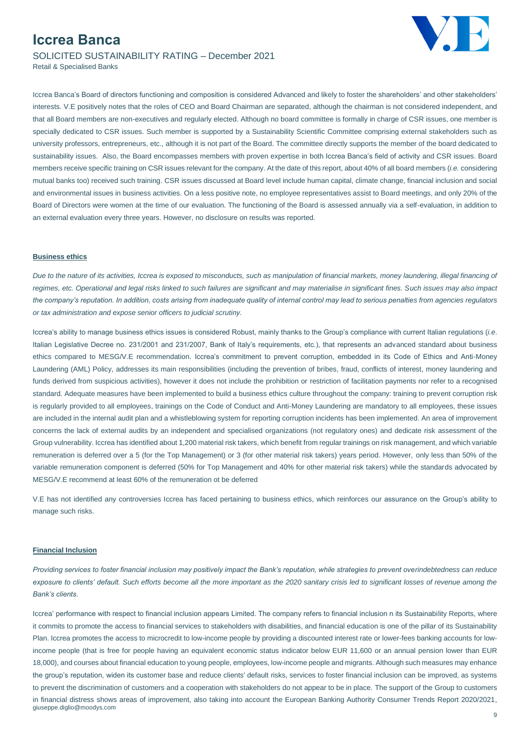Iccrea Banca's Board of directors functioning and composition is considered Advanced and likely to foster the shareholders' and other stakeholders' interests. V.E positively notes that the roles of CEO and Board Chairman are separated, although the chairman is not considered independent, and that all Board members are non-executives and regularly elected. Although no board committee is formally in charge of CSR issues, one member is specially dedicated to CSR issues. Such member is supported by a Sustainability Scientific Committee comprising external stakeholders such as university professors, entrepreneurs, etc., although it is not part of the Board. The committee directly supports the member of the board dedicated to sustainability issues. Also, the Board encompasses members with proven expertise in both Iccrea Banca's field of activity and CSR issues. Board members receive specific training on CSR issues relevant for the company. At the date of this report, about 40% of all board members (*i.e.* considering mutual banks too) received such training. CSR issues discussed at Board level include human capital, climate change, financial inclusion and social and environmental issues in business activities. On a less positive note, no employee representatives assist to Board meetings, and only 20% of the Board of Directors were women at the time of our evaluation. The functioning of the Board is assessed annually via a self-evaluation, in addition to an external evaluation every three years. However, no disclosure on results was reported.

### Business ethics

*Due to the nature of its activities, Iccrea is exposed to misconducts, such as manipulation of financial markets, money laundering, illegal financing of regimes, etc. Operational and legal risks linked to such failures are significant and may materialise in significant fines. Such issues may also impact the company's reputation. In addition, costs arising from inadequate quality of internal control may lead to serious penalties from agencies regulators or tax administration and expose senior officers to judicial scrutiny.*

Iccrea's ability to manage business ethics issues is considered Robust, mainly thanks to the Group's compliance with current Italian regulations (*i.e.* Italian Legislative Decree no. 231/2001 and 231/2007, Bank of Italy's requirements, etc.), that represents an advanced standard about business ethics compared to MESG/V.E recommendation. Iccrea's commitment to prevent corruption, embedded in its Code of Ethics and Anti-Money Laundering (AML) Policy, addresses its main responsibilities (including the prevention of bribes, fraud, conflicts of interest, money laundering and funds derived from suspicious activities), however it does not include the prohibition or restriction of facilitation payments nor refer to a recognised standard. Adequate measures have been implemented to build a business ethics culture throughout the company: training to prevent corruption risk is regularly provided to all employees, trainings on the Code of Conduct and Anti-Money Laundering are mandatory to all employees, these issues are included in the internal audit plan and a whistleblowing system for reporting corruption incidents has been implemented. An area of improvement concerns the lack of external audits by an independent and specialised organizations (not regulatory ones) and dedicate risk assessment of the Group vulnerability. Iccrea has identified about 1,200 material risk takers, which benefit from regular trainings on risk management, and which variable remuneration is deferred over a 5 (for the Top Management) or 3 (for other material risk takers) years period. However, only less than 50% of the variable remuneration component is deferred (50% for Top Management and 40% for other material risk takers) while the standards advocated by MESG/V.E recommend at least 60% of the remuneration ot be deferred

V.E has not identified any controversies Iccrea has faced pertaining to business ethics, which reinforces our assurance on the Group's ability to manage such risks.

### Financial Inclusion

*Providing services to foster financial inclusion may positively impact the Bank's reputation, while strategies to prevent overindebtedness can reduce exposure to clients' default. Such efforts become all the more important as the 2020 sanitary crisis led to significant losses of revenue among the Bank's clients.*

Iccrea' performance with respect to financial inclusion appears Limited. The company refers to financial inclusion n its Sustainability Reports, where it commits to promote the access to financial services to stakeholders with disabilities, and financial education is one of the pillar of its Sustainability Plan. Iccrea promotes the access to microcredit to low-income people by providing a discounted interest rate or lower-fees banking accounts for low-income people (that is free for people having an equivalent economic status indicator below EUR 11,600 or an annual pension lower than EUR 18,000), and courses about financial education to young people, employees, low-income people and migrants. Although such measures may enhance the group's reputation, widen its customer base and reduce clients' default risks, services to foster financial inclusion can be improved, as systems to prevent the discrimination of customers and a cooperation with stakeholders do not appear to be in place. The support of the Group to customers in financial distress shows areas of improvement, also taking into account the European Banking Authority Consumer Trends Report 2020/2021,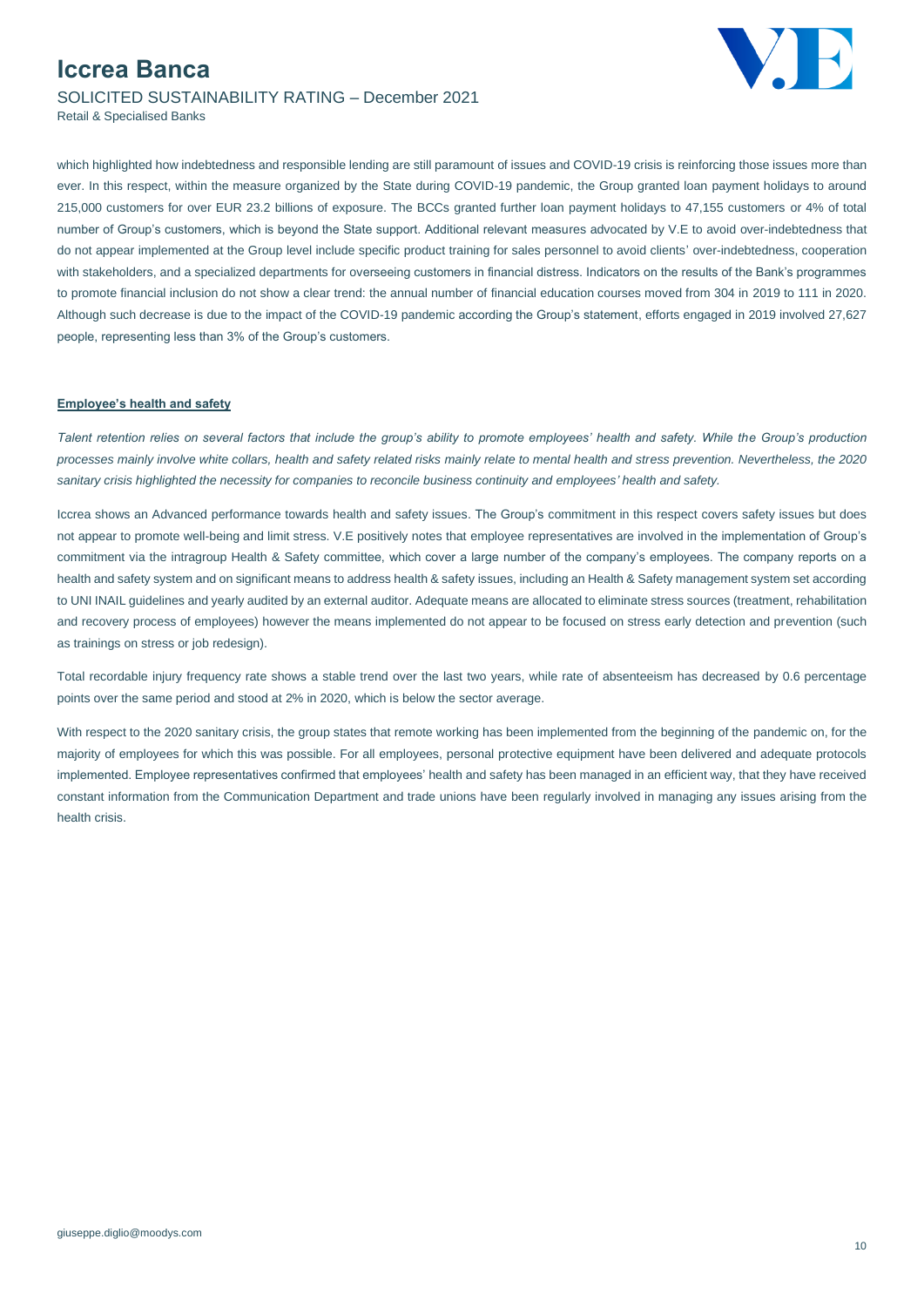which highlighted how indebtedness and responsible lending are still paramount of issues and COVID-19 crisis is reinforcing those issues more than ever. In this respect, within the measure organized by the State during COVID-19 pandemic, the Group granted loan payment holidays to around 215,000 customers for over EUR 23.2 billions of exposure. The BCCs granted further loan payment holidays to 47,155 customers or 4% of total number of Group's customers, which is beyond the State support. Additional relevant measures advocated by V.E to avoid over-indebtedness that do not appear implemented at the Group level include specific product training for sales personnel to avoid clients' over-indebtedness, cooperation with stakeholders, and a specialized departments for overseeing customers in financial distress. Indicators on the results of the Bank's programmes to promote financial inclusion do not show a clear trend: the annual number of financial education courses moved from 304 in 2019 to 111 in 2020. Although such decrease is due to the impact of the COVID-19 pandemic according the Group's statement, efforts engaged in 2019 involved 27,627 people, representing less than 3% of the Group's customers.

**Employee's health and safety**

*Talent retention relies on several factors that include the group's ability to promote employees' health and safety. While the Group's production processes mainly involve white collars, health and safety related risks mainly relate to mental health and stress prevention. Nevertheless, the 2020 sanitary crisis highlighted the necessity for companies to reconcile business continuity and employees' health and safety.*

Iccrea shows an Advanced performance towards health and safety issues. The Group's commitment in this respect covers safety issues but does not appear to promote well-being and limit stress. V.E positively notes that employee representatives are involved in the implementation of Group's commitment via the intragroup Health & Safety committee, which cover a large number of the company's employees. The company reports on a health and safety system and on significant means to address health & safety issues, including an Health & Safety management system set according to UNI INAIL guidelines and yearly audited by an external auditor. Adequate means are allocated to eliminate stress sources (treatment, rehabilitation and recovery process of employees) however the means implemented do not appear to be focused on stress early detection and prevention (such as trainings on stress or job redesign).

Total recordable injury frequency rate shows a stable trend over the last two years, while rate of absenteeism has decreased by 0.6 percentage points over the same period and stood at 2% in 2020, which is below the sector average.

With respect to the 2020 sanitary crisis, the group states that remote working has been implemented from the beginning of the pandemic on, for the majority of employees for which this was possible. For all employees, personal protective equipment have been delivered and adequate protocols implemented. Employee representatives confirmed that employees' health and safety has been managed in an efficient way, that they have received constant information from the Communication Department and trade unions have been regularly involved in managing any issues arising from the health crisis.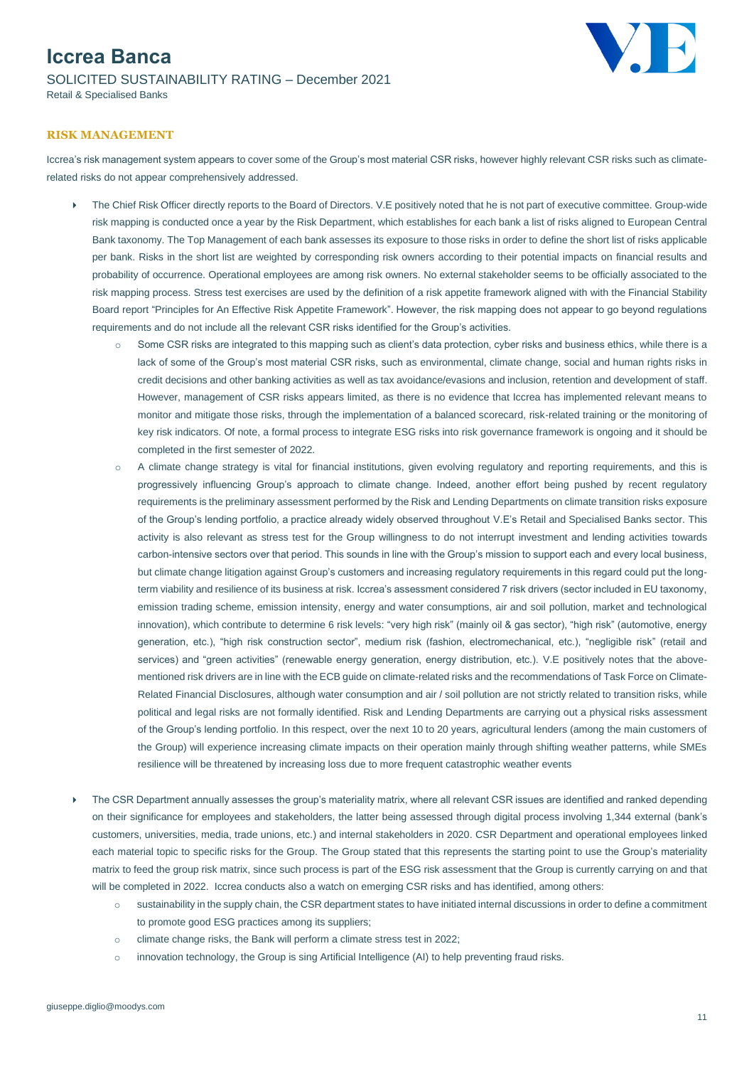## RISK MANAGEMENT

Iccrea's risk management system appears to cover some of the Group's most material CSR risks, however highly relevant CSR risks such as climate-related risks do not appear comprehensively addressed.

- The Chief Risk Officer directly reports to the Board of Directors. V.E positively noted that he is not part of executive committee. Group-wide risk mapping is conducted once a year by the Risk Department, which establishes for each bank a list of risks aligned to European Central Bank taxonomy. The Top Management of each bank assesses its exposure to those risks in order to define the short list of risks applicable per bank. Risks in the short list are weighted by corresponding risk owners according to their potential impacts on financial results and probability of occurrence. Operational employees are among risk owners. No external stakeholder seems to be officially associated to the risk mapping process. Stress test exercises are used by the definition of a risk appetite framework aligned with with the Financial Stability Board report "Principles for An Effective Risk Appetite Framework". However, the risk mapping does not appear to go beyond regulations requirements and do not include all the relevant CSR risks identified for the Group's activities.
  - Some CSR risks are integrated to this mapping such as client's data protection, cyber risks and business ethics, while there is a lack of some of the Group's most material CSR risks, such as environmental, climate change, social and human rights risks in credit decisions and other banking activities as well as tax avoidance/evasions and inclusion, retention and development of staff. However, management of CSR risks appears limited, as there is no evidence that Iccrea has implemented relevant means to monitor and mitigate those risks, through the implementation of a balanced scorecard, risk-related training or the monitoring of key risk indicators. Of note, a formal process to integrate ESG risks into risk governance framework is ongoing and it should be completed in the first semester of 2022.
  - A climate change strategy is vital for financial institutions, given evolving regulatory and reporting requirements, and this is progressively influencing Group's approach to climate change. Indeed, another effort being pushed by recent regulatory requirements is the preliminary assessment performed by the Risk and Lending Departments on climate transition risks exposure of the Group's lending portfolio, a practice already widely observed throughout V.E's Retail and Specialised Banks sector. This activity is also relevant as stress test for the Group willingness to do not interrupt investment and lending activities towards carbon-intensive sectors over that period. This sounds in line with the Group's mission to support each and every local business, but climate change litigation against Group's customers and increasing regulatory requirements in this regard could put the long-term viability and resilience of its business at risk. Iccrea's assessment considered 7 risk drivers (sector included in EU taxonomy, emission trading scheme, emission intensity, energy and water consumptions, air and soil pollution, market and technological innovation), which contribute to determine 6 risk levels: "very high risk" (mainly oil & gas sector), "high risk" (automotive, energy generation, etc.), "high risk construction sector", medium risk (fashion, electromechanical, etc.), "negligible risk" (retail and services) and "green activities" (renewable energy generation, energy distribution, etc.). V.E positively notes that the above-mentioned risk drivers are in line with the ECB guide on climate-related risks and the recommendations of Task Force on Climate-Related Financial Disclosures, although water consumption and air / soil pollution are not strictly related to transition risks, while political and legal risks are not formally identified. Risk and Lending Departments are carrying out a physical risks assessment of the Group's lending portfolio. In this respect, over the next 10 to 20 years, agricultural lenders (among the main customers of the Group) will experience increasing climate impacts on their operation mainly through shifting weather patterns, while SMEs resilience will be threatened by increasing loss due to more frequent catastrophic weather events
- The CSR Department annually assesses the group's materiality matrix, where all relevant CSR issues are identified and ranked depending on their significance for employees and stakeholders, the latter being assessed through digital process involving 1,344 external (bank's customers, universities, media, trade unions, etc.) and internal stakeholders in 2020. CSR Department and operational employees linked each material topic to specific risks for the Group. The Group stated that this represents the starting point to use the Group's materiality matrix to feed the group risk matrix, since such process is part of the ESG risk assessment that the Group is currently carrying on and that will be completed in 2022. Iccrea conducts also a watch on emerging CSR risks and has identified, among others:
  - sustainability in the supply chain, the CSR department states to have initiated internal discussions in order to define a commitment to promote good ESG practices among its suppliers;
  - climate change risks, the Bank will perform a climate stress test in 2022;
  - innovation technology, the Group is sing Artificial Intelligence (AI) to help preventing fraud risks.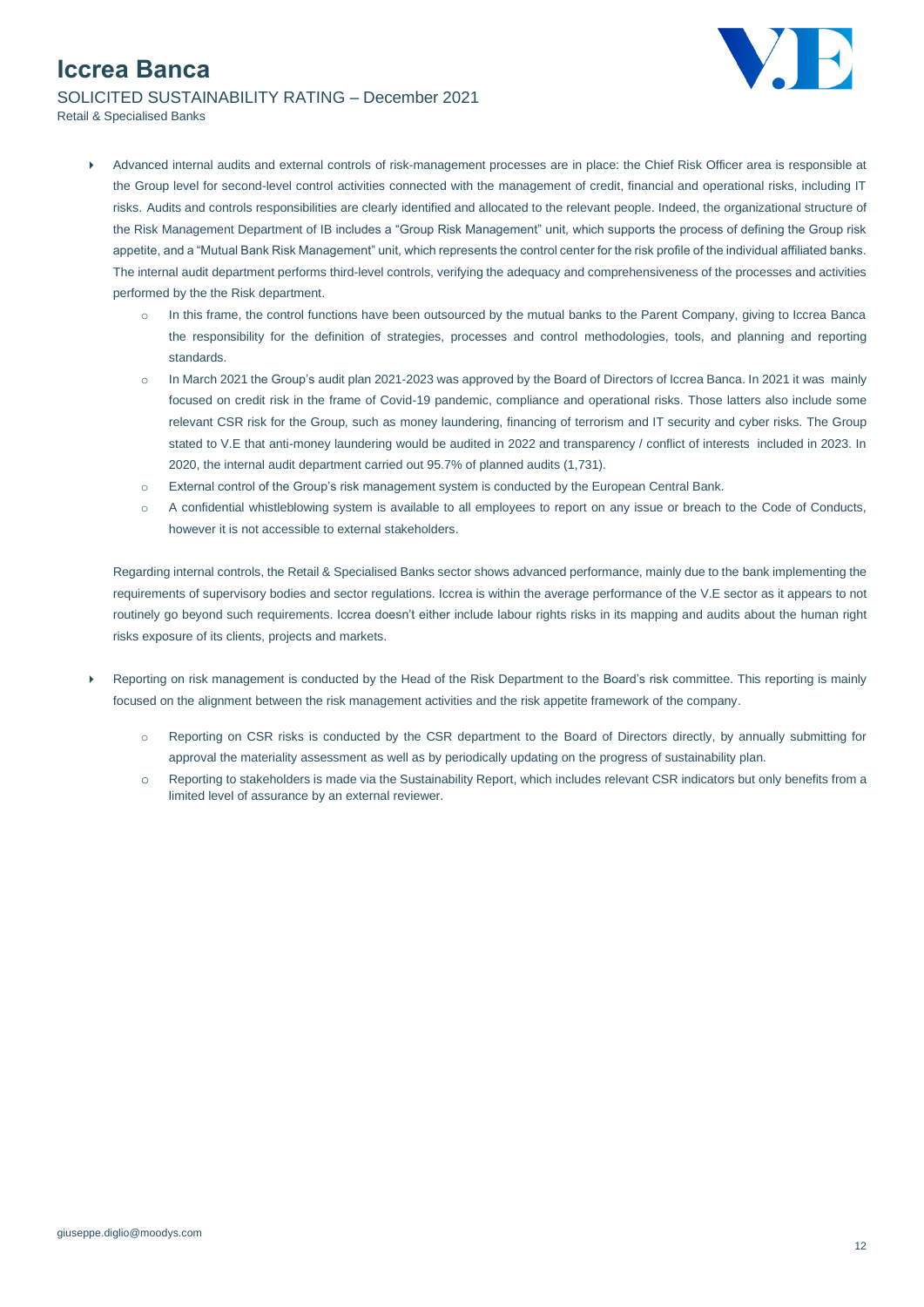- Advanced internal audits and external controls of risk-management processes are in place: the Chief Risk Officer area is responsible at the Group level for second-level control activities connected with the management of credit, financial and operational risks, including IT risks. Audits and controls responsibilities are clearly identified and allocated to the relevant people. Indeed, the organizational structure of the Risk Management Department of IB includes a "Group Risk Management" unit, which supports the process of defining the Group risk appetite, and a "Mutual Bank Risk Management" unit, which represents the control center for the risk profile of the individual affiliated banks. The internal audit department performs third-level controls, verifying the adequacy and comprehensiveness of the processes and activities performed by the the Risk department.
  - In this frame, the control functions have been outsourced by the mutual banks to the Parent Company, giving to Iccrea Banca the responsibility for the definition of strategies, processes and control methodologies, tools, and planning and reporting standards.
  - In March 2021 the Group's audit plan 2021-2023 was approved by the Board of Directors of Iccrea Banca. In 2021 it was mainly focused on credit risk in the frame of Covid-19 pandemic, compliance and operational risks. Those latters also include some relevant CSR risk for the Group, such as money laundering, financing of terrorism and IT security and cyber risks. The Group stated to V.E that anti-money laundering would be audited in 2022 and transparency / conflict of interests included in 2023. In 2020, the internal audit department carried out 95.7% of planned audits (1,731).
  - External control of the Group's risk management system is conducted by the European Central Bank.
  - A confidential whistleblowing system is available to all employees to report on any issue or breach to the Code of Conducts, however it is not accessible to external stakeholders.

  Regarding internal controls, the Retail & Specialised Banks sector shows advanced performance, mainly due to the bank implementing the requirements of supervisory bodies and sector regulations. Iccrea is within the average performance of the V.E sector as it appears to not routinely go beyond such requirements. Iccrea doesn't either include labour rights risks in its mapping and audits about the human right risks exposure of its clients, projects and markets.

- Reporting on risk management is conducted by the Head of the Risk Department to the Board's risk committee. This reporting is mainly focused on the alignment between the risk management activities and the risk appetite framework of the company.
  - Reporting on CSR risks is conducted by the CSR department to the Board of Directors directly, by annually submitting for approval the materiality assessment as well as by periodically updating on the progress of sustainability plan.
  - Reporting to stakeholders is made via the Sustainability Report, which includes relevant CSR indicators but only benefits from a limited level of assurance by an external reviewer.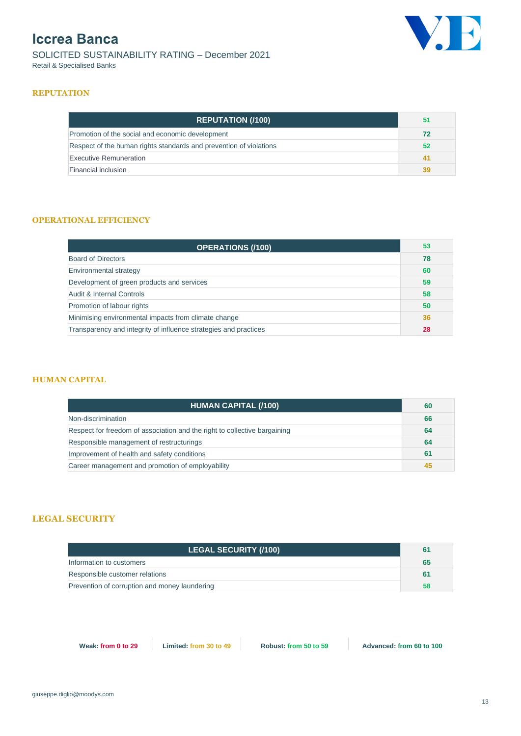# Iccrea Banca

SOLICITED SUSTAINABILITY RATING – December 2021

Retail & Specialised Banks

## REPUTATION

| REPUTATION (/100) | 51 |
|---|---|
| Promotion of the social and economic development | 72 |
| Respect of the human rights standards and prevention of violations | 52 |
| Executive Remuneration | 41 |
| Financial inclusion | 39 |

## OPERATIONAL EFFICIENCY

| OPERATIONS (/100) | 53 |
|---|---|
| Board of Directors | 78 |
| Environmental strategy | 60 |
| Development of green products and services | 59 |
| Audit & Internal Controls | 58 |
| Promotion of labour rights | 50 |
| Minimising environmental impacts from climate change | 36 |
| Transparency and integrity of influence strategies and practices | 28 |

## HUMAN CAPITAL

| HUMAN CAPITAL (/100) | 60 |
|---|---|
| Non-discrimination | 66 |
| Respect for freedom of association and the right to collective bargaining | 64 |
| Responsible management of restructurings | 64 |
| Improvement of health and safety conditions | 61 |
| Career management and promotion of employability | 45 |

## LEGAL SECURITY

| LEGAL SECURITY (/100) | 61 |
|---|---|
| Information to customers | 65 |
| Responsible customer relations | 61 |
| Prevention of corruption and money laundering | 58 |

**Weak:** from 0 to 29 | **Limited:** from 30 to 49 | **Robust:** from 50 to 59 | **Advanced:** from 60 to 100

giuseppe.diglio@moodys.com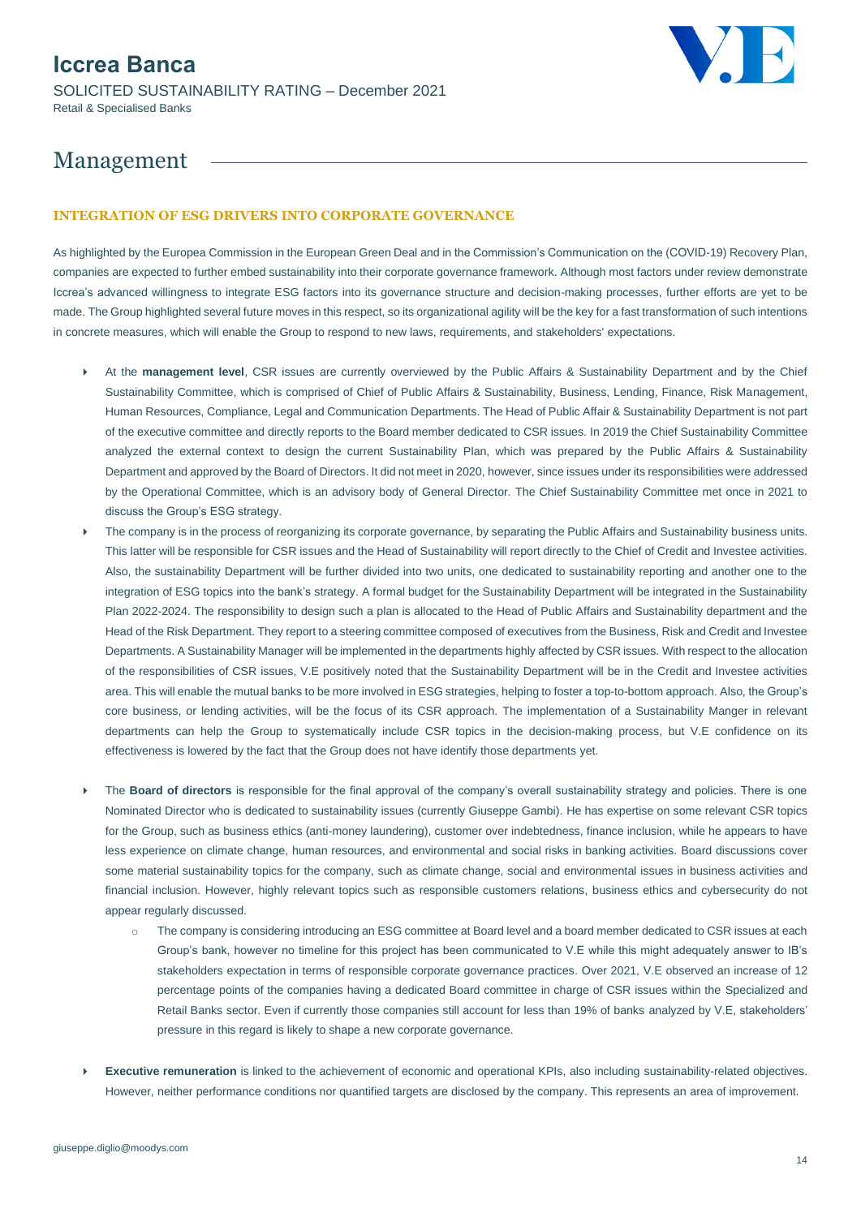## Management

### INTEGRATION OF ESG DRIVERS INTO CORPORATE GOVERNANCE

As highlighted by the Europea Commission in the European Green Deal and in the Commission's Communication on the (COVID-19) Recovery Plan, companies are expected to further embed sustainability into their corporate governance framework. Although most factors under review demonstrate Iccrea's advanced willingness to integrate ESG factors into its governance structure and decision-making processes, further efforts are yet to be made. The Group highlighted several future moves in this respect, so its organizational agility will be the key for a fast transformation of such intentions in concrete measures, which will enable the Group to respond to new laws, requirements, and stakeholders' expectations.

- At the **management level**, CSR issues are currently overviewed by the Public Affairs & Sustainability Department and by the Chief Sustainability Committee, which is comprised of Chief of Public Affairs & Sustainability, Business, Lending, Finance, Risk Management, Human Resources, Compliance, Legal and Communication Departments. The Head of Public Affair & Sustainability Department is not part of the executive committee and directly reports to the Board member dedicated to CSR issues. In 2019 the Chief Sustainability Committee analyzed the external context to design the current Sustainability Plan, which was prepared by the Public Affairs & Sustainability Department and approved by the Board of Directors. It did not meet in 2020, however, since issues under its responsibilities were addressed by the Operational Committee, which is an advisory body of General Director. The Chief Sustainability Committee met once in 2021 to discuss the Group's ESG strategy.
- The company is in the process of reorganizing its corporate governance, by separating the Public Affairs and Sustainability business units. This latter will be responsible for CSR issues and the Head of Sustainability will report directly to the Chief of Credit and Investee activities. Also, the sustainability Department will be further divided into two units, one dedicated to sustainability reporting and another one to the integration of ESG topics into the bank's strategy. A formal budget for the Sustainability Department will be integrated in the Sustainability Plan 2022-2024. The responsibility to design such a plan is allocated to the Head of Public Affairs and Sustainability department and the Head of the Risk Department. They report to a steering committee composed of executives from the Business, Risk and Credit and Investee Departments. A Sustainability Manager will be implemented in the departments highly affected by CSR issues. With respect to the allocation of the responsibilities of CSR issues, V.E positively noted that the Sustainability Department will be in the Credit and Investee activities area. This will enable the mutual banks to be more involved in ESG strategies, helping to foster a top-to-bottom approach. Also, the Group's core business, or lending activities, will be the focus of its CSR approach. The implementation of a Sustainability Manger in relevant departments can help the Group to systematically include CSR topics in the decision-making process, but V.E confidence on its effectiveness is lowered by the fact that the Group does not have identify those departments yet.
- The **Board of directors** is responsible for the final approval of the company's overall sustainability strategy and policies. There is one Nominated Director who is dedicated to sustainability issues (currently Giuseppe Gambi). He has expertise on some relevant CSR topics for the Group, such as business ethics (anti-money laundering), customer over indebtedness, finance inclusion, while he appears to have less experience on climate change, human resources, and environmental and social risks in banking activities. Board discussions cover some material sustainability topics for the company, such as climate change, social and environmental issues in business activities and financial inclusion. However, highly relevant topics such as responsible customers relations, business ethics and cybersecurity do not appear regularly discussed.
  - The company is considering introducing an ESG committee at Board level and a board member dedicated to CSR issues at each Group's bank, however no timeline for this project has been communicated to V.E while this might adequately answer to IB's stakeholders expectation in terms of responsible corporate governance practices. Over 2021, V.E observed an increase of 12 percentage points of the companies having a dedicated Board committee in charge of CSR issues within the Specialized and Retail Banks sector. Even if currently those companies still account for less than 19% of banks analyzed by V.E, stakeholders' pressure in this regard is likely to shape a new corporate governance.
- **Executive remuneration** is linked to the achievement of economic and operational KPIs, also including sustainability-related objectives. However, neither performance conditions nor quantified targets are disclosed by the company. This represents an area of improvement.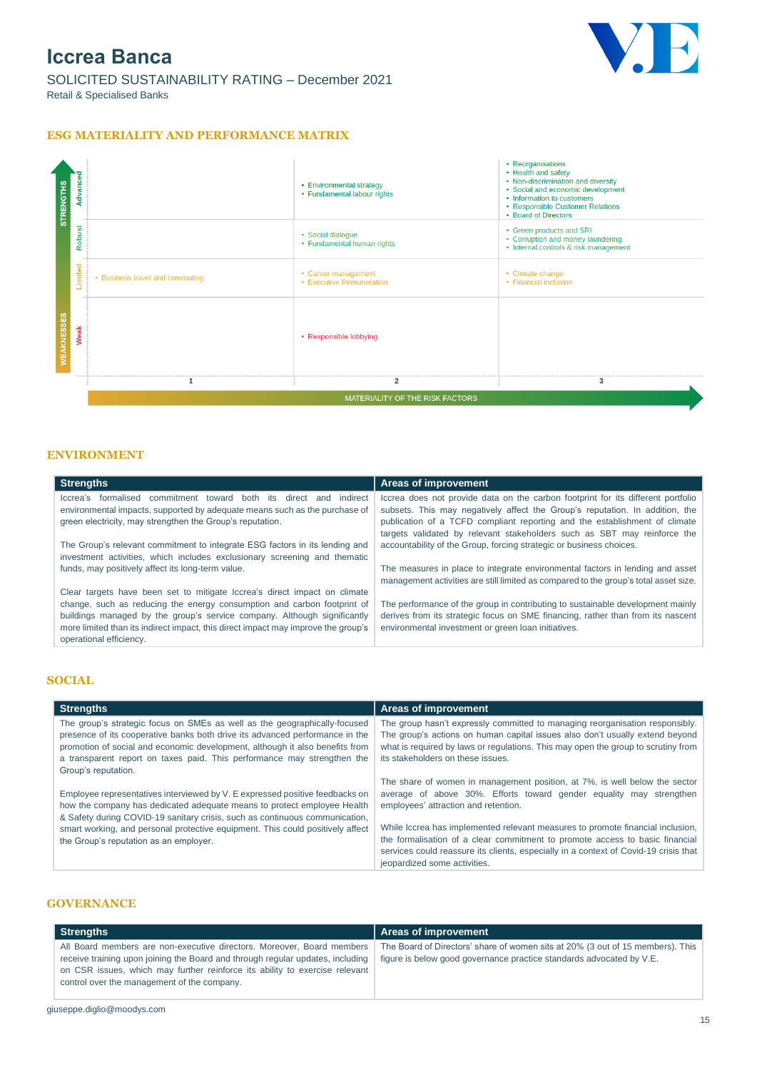# Iccrea Banca

SOLICITED SUSTAINABILITY RATING – December 2021

Retail & Specialised Banks

## ESG MATERIALITY AND PERFORMANCE MATRIX

| STRENGTHS / WEAKNESSES | 1 | 2 | 3 |
|---|---|---|---|
| Advanced | | • Environmental strategy<br>• Fundamental labour rights | • Reorganisations<br>• Health and safety<br>• Non-discrimination and diversity<br>• Social and economic development<br>• Information to customers<br>• Responsible Customer Relations<br>• Board of Directors |
| Robust | | • Social dialogue<br>• Fundamental human rights | • Green products and SRI<br>• Corruption and money laundering<br>• Internal controls & risk management |
| Limited | • Business travel and commuting | • Career management<br>• Executive Remuneration | • Climate change<br>• Financial Inclusion |
| Weak | | • Responsible lobbying | |

MATERIALITY OF THE RISK FACTORS

## ENVIRONMENT

| Strengths | Areas of improvement |
|---|---|
| Iccrea's formalised commitment toward both its direct and indirect environmental impacts, supported by adequate means such as the purchase of green electricity, may strengthen the Group's reputation.<br><br>The Group's relevant commitment to integrate ESG factors in its lending and investment activities, which includes exclusionary screening and thematic funds, may positively affect its long-term value.<br><br>Clear targets have been set to mitigate Iccrea's direct impact on climate change, such as reducing the energy consumption and carbon footprint of buildings managed by the group's service company. Although significantly more limited than its indirect impact, this direct impact may improve the group's operational efficiency. | Iccrea does not provide data on the carbon footprint for its different portfolio subsets. This may negatively affect the Group's reputation. In addition, the publication of a TCFD compliant reporting and the establishment of climate targets validated by relevant stakeholders such as SBT may reinforce the accountability of the Group, forcing strategic or business choices.<br><br>The measures in place to integrate environmental factors in lending and asset management activities are still limited as compared to the group's total asset size.<br><br>The performance of the group in contributing to sustainable development mainly derives from its strategic focus on SME financing, rather than from its nascent environmental investment or green loan initiatives. |

## SOCIAL

| Strengths | Areas of improvement |
|---|---|
| The group's strategic focus on SMEs as well as the geographically-focused presence of its cooperative banks both drive its advanced performance in the promotion of social and economic development, although it also benefits from a transparent report on taxes paid. This performance may strengthen the Group's reputation.<br><br>Employee representatives interviewed by V. E expressed positive feedbacks on how the company has dedicated adequate means to protect employee Health & Safety during COVID-19 sanitary crisis, such as continuous communication, smart working, and personal protective equipment. This could positively affect the Group's reputation as an employer. | The group hasn't expressly committed to managing reorganisation responsibly. The group's actions on human capital issues also don't usually extend beyond what is required by laws or regulations. This may open the group to scrutiny from its stakeholders on these issues.<br><br>The share of women in management position, at 7%, is well below the sector average of above 30%. Efforts toward gender equality may strengthen employees' attraction and retention.<br><br>While Iccrea has implemented relevant measures to promote financial inclusion, the formalisation of a clear commitment to promote access to basic financial services could reassure its clients, especially in a context of Covid-19 crisis that jeopardized some activities. |

## GOVERNANCE

| Strengths | Areas of improvement |
|---|---|
| All Board members are non-executive directors. Moreover, Board members receive training upon joining the Board and through regular updates, including on CSR issues, which may further reinforce its ability to exercise relevant control over the management of the company. | The Board of Directors' share of women sits at 20% (3 out of 15 members). This figure is below good governance practice standards advocated by V.E. |

giuseppe.diglio@moodys.com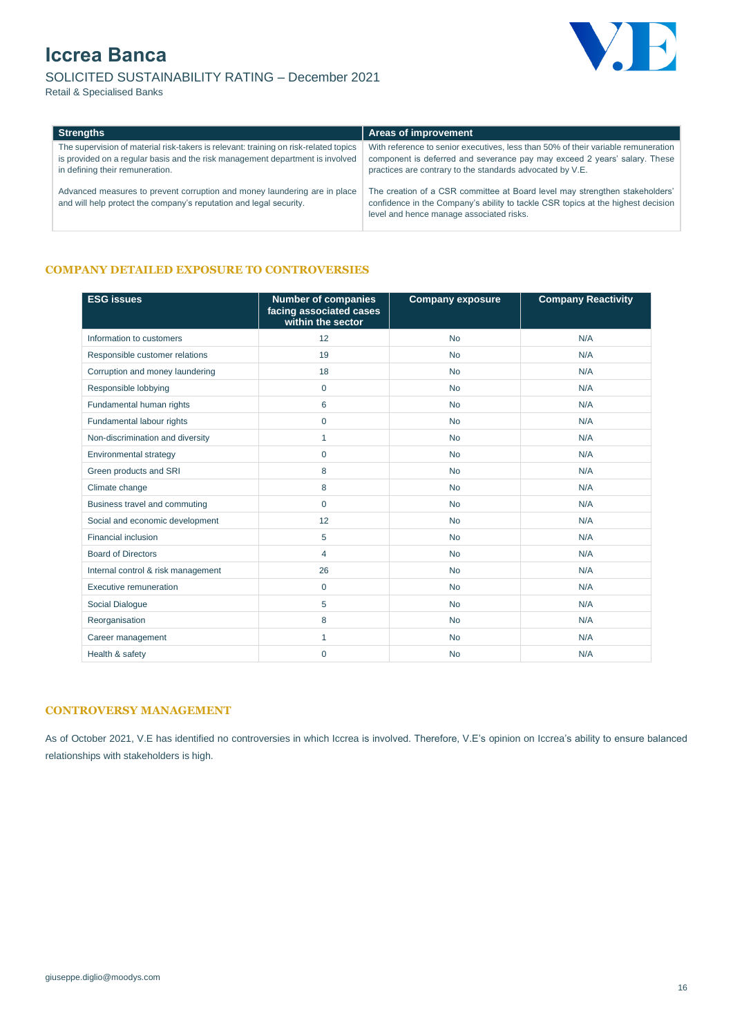| Strengths | Areas of improvement |
|---|---|
| The supervision of material risk-takers is relevant: training on risk-related topics is provided on a regular basis and the risk management department is involved in defining their remuneration. | With reference to senior executives, less than 50% of their variable remuneration component is deferred and severance pay may exceed 2 years' salary. These practices are contrary to the standards advocated by V.E. |
| Advanced measures to prevent corruption and money laundering are in place and will help protect the company's reputation and legal security. | The creation of a CSR committee at Board level may strengthen stakeholders' confidence in the Company's ability to tackle CSR topics at the highest decision level and hence manage associated risks. |

## COMPANY DETAILED EXPOSURE TO CONTROVERSIES

| ESG issues | Number of companies facing associated cases within the sector | Company exposure | Company Reactivity |
|---|---|---|---|
| Information to customers | 12 | No | N/A |
| Responsible customer relations | 19 | No | N/A |
| Corruption and money laundering | 18 | No | N/A |
| Responsible lobbying | 0 | No | N/A |
| Fundamental human rights | 6 | No | N/A |
| Fundamental labour rights | 0 | No | N/A |
| Non-discrimination and diversity | 1 | No | N/A |
| Environmental strategy | 0 | No | N/A |
| Green products and SRI | 8 | No | N/A |
| Climate change | 8 | No | N/A |
| Business travel and commuting | 0 | No | N/A |
| Social and economic development | 12 | No | N/A |
| Financial inclusion | 5 | No | N/A |
| Board of Directors | 4 | No | N/A |
| Internal control & risk management | 26 | No | N/A |
| Executive remuneration | 0 | No | N/A |
| Social Dialogue | 5 | No | N/A |
| Reorganisation | 8 | No | N/A |
| Career management | 1 | No | N/A |
| Health & safety | 0 | No | N/A |

## CONTROVERSY MANAGEMENT

As of October 2021, V.E has identified no controversies in which Iccrea is involved. Therefore, V.E's opinion on Iccrea's ability to ensure balanced relationships with stakeholders is high.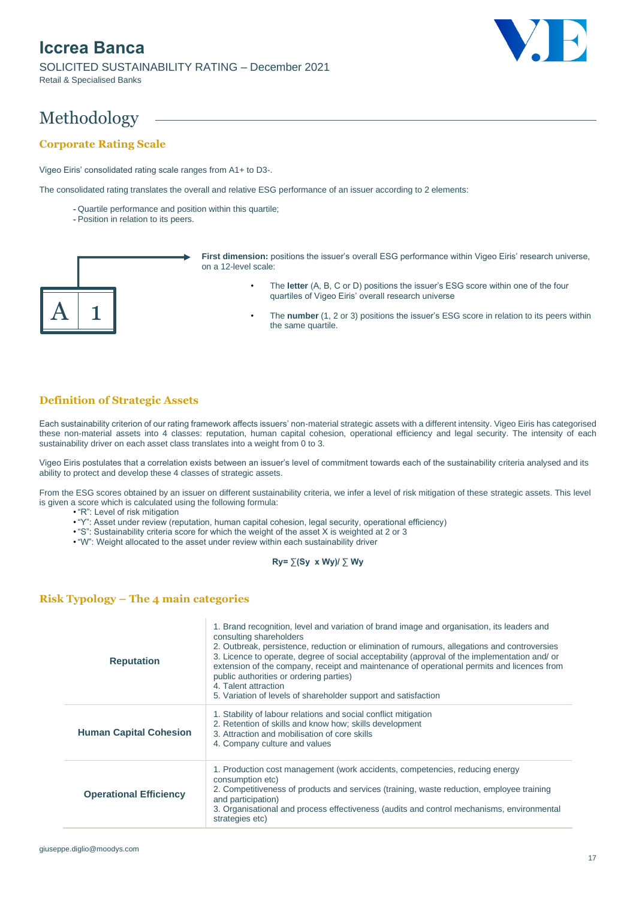## Methodology

### Corporate Rating Scale

Vigeo Eiris' consolidated rating scale ranges from A1+ to D3-.

The consolidated rating translates the overall and relative ESG performance of an issuer according to 2 elements:

- Quartile performance and position within this quartile;
- Position in relation to its peers.

| A | 1 |
|---|---|

**First dimension:** positions the issuer's overall ESG performance within Vigeo Eiris' research universe, on a 12-level scale:

- The **letter** (A, B, C or D) positions the issuer's ESG score within one of the four quartiles of Vigeo Eiris' overall research universe
- The **number** (1, 2 or 3) positions the issuer's ESG score in relation to its peers within the same quartile.

### Definition of Strategic Assets

Each sustainability criterion of our rating framework affects issuers' non-material strategic assets with a different intensity. Vigeo Eiris has categorised these non-material assets into 4 classes: reputation, human capital cohesion, operational efficiency and legal security. The intensity of each sustainability driver on each asset class translates into a weight from 0 to 3.

Vigeo Eiris postulates that a correlation exists between an issuer's level of commitment towards each of the sustainability criteria analysed and its ability to protect and develop these 4 classes of strategic assets.

From the ESG scores obtained by an issuer on different sustainability criteria, we infer a level of risk mitigation of these strategic assets. This level is given a score which is calculated using the following formula:

- "R": Level of risk mitigation
- "Y": Asset under review (reputation, human capital cohesion, legal security, operational efficiency)
- "S": Sustainability criteria score for which the weight of the asset X is weighted at 2 or 3
- "W": Weight allocated to the asset under review within each sustainability driver

$$R_y = \sum(S_y \times W_y) / \sum W_y$$

### Risk Typology – The 4 main categories

| | |
|---|---|
| **Reputation** | 1. Brand recognition, level and variation of brand image and organisation, its leaders and consulting shareholders<br>2. Outbreak, persistence, reduction or elimination of rumours, allegations and controversies<br>3. Licence to operate, degree of social acceptability (approval of the implementation and/ or extension of the company, receipt and maintenance of operational permits and licences from public authorities or ordering parties)<br>4. Talent attraction<br>5. Variation of levels of shareholder support and satisfaction |
| **Human Capital Cohesion** | 1. Stability of labour relations and social conflict mitigation<br>2. Retention of skills and know how; skills development<br>3. Attraction and mobilisation of core skills<br>4. Company culture and values |
| **Operational Efficiency** | 1. Production cost management (work accidents, competencies, reducing energy consumption etc)<br>2. Competitiveness of products and services (training, waste reduction, employee training and participation)<br>3. Organisational and process effectiveness (audits and control mechanisms, environmental strategies etc) |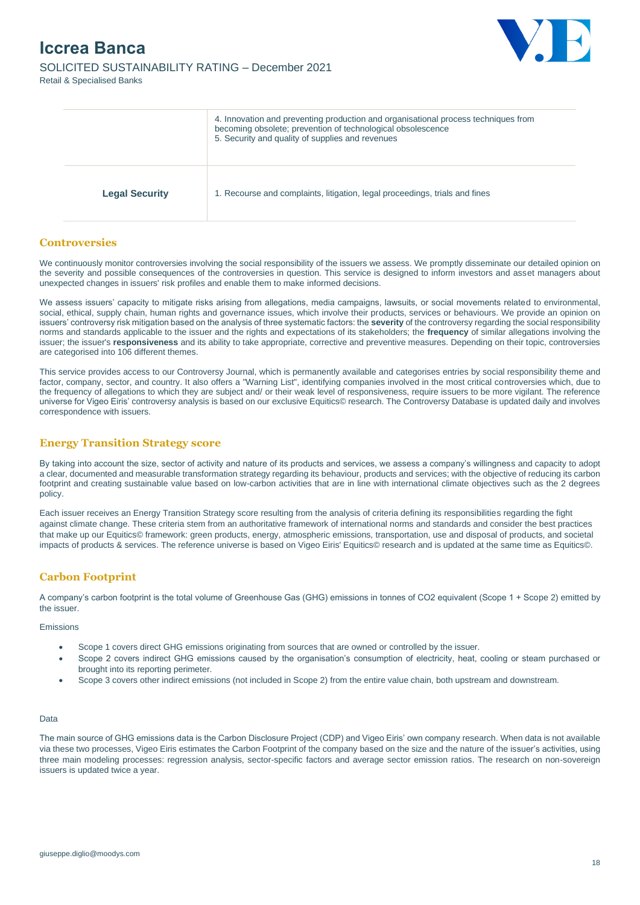| | |
|---|---|
| | 4. Innovation and preventing production and organisational process techniques from becoming obsolete; prevention of technological obsolescence<br>5. Security and quality of supplies and revenues |
| **Legal Security** | 1. Recourse and complaints, litigation, legal proceedings, trials and fines |

## Controversies

We continuously monitor controversies involving the social responsibility of the issuers we assess. We promptly disseminate our detailed opinion on the severity and possible consequences of the controversies in question. This service is designed to inform investors and asset managers about unexpected changes in issuers' risk profiles and enable them to make informed decisions.

We assess issuers' capacity to mitigate risks arising from allegations, media campaigns, lawsuits, or social movements related to environmental, social, ethical, supply chain, human rights and governance issues, which involve their products, services or behaviours. We provide an opinion on issuers' controversy risk mitigation based on the analysis of three systematic factors: the **severity** of the controversy regarding the social responsibility norms and standards applicable to the issuer and the rights and expectations of its stakeholders; the **frequency** of similar allegations involving the issuer; the issuer's **responsiveness** and its ability to take appropriate, corrective and preventive measures. Depending on their topic, controversies are categorised into 106 different themes.

This service provides access to our Controversy Journal, which is permanently available and categorises entries by social responsibility theme and factor, company, sector, and country. It also offers a "Warning List", identifying companies involved in the most critical controversies which, due to the frequency of allegations to which they are subject and/ or their weak level of responsiveness, require issuers to be more vigilant. The reference universe for Vigeo Eiris' controversy analysis is based on our exclusive Equitics© research. The Controversy Database is updated daily and involves correspondence with issuers.

## Energy Transition Strategy score

By taking into account the size, sector of activity and nature of its products and services, we assess a company's willingness and capacity to adopt a clear, documented and measurable transformation strategy regarding its behaviour, products and services; with the objective of reducing its carbon footprint and creating sustainable value based on low-carbon activities that are in line with international climate objectives such as the 2 degrees policy.

Each issuer receives an Energy Transition Strategy score resulting from the analysis of criteria defining its responsibilities regarding the fight against climate change. These criteria stem from an authoritative framework of international norms and standards and consider the best practices that make up our Equitics© framework: green products, energy, atmospheric emissions, transportation, use and disposal of products, and societal impacts of products & services. The reference universe is based on Vigeo Eiris' Equitics© research and is updated at the same time as Equitics©.

## Carbon Footprint

A company's carbon footprint is the total volume of Greenhouse Gas (GHG) emissions in tonnes of $CO_2$ equivalent (Scope 1 + Scope 2) emitted by the issuer.

Emissions

- Scope 1 covers direct GHG emissions originating from sources that are owned or controlled by the issuer.
- Scope 2 covers indirect GHG emissions caused by the organisation's consumption of electricity, heat, cooling or steam purchased or brought into its reporting perimeter.
- Scope 3 covers other indirect emissions (not included in Scope 2) from the entire value chain, both upstream and downstream.

Data

The main source of GHG emissions data is the Carbon Disclosure Project (CDP) and Vigeo Eiris' own company research. When data is not available via these two processes, Vigeo Eiris estimates the Carbon Footprint of the company based on the size and the nature of the issuer's activities, using three main modeling processes: regression analysis, sector-specific factors and average sector emission ratios. The research on non-sovereign issuers is updated twice a year.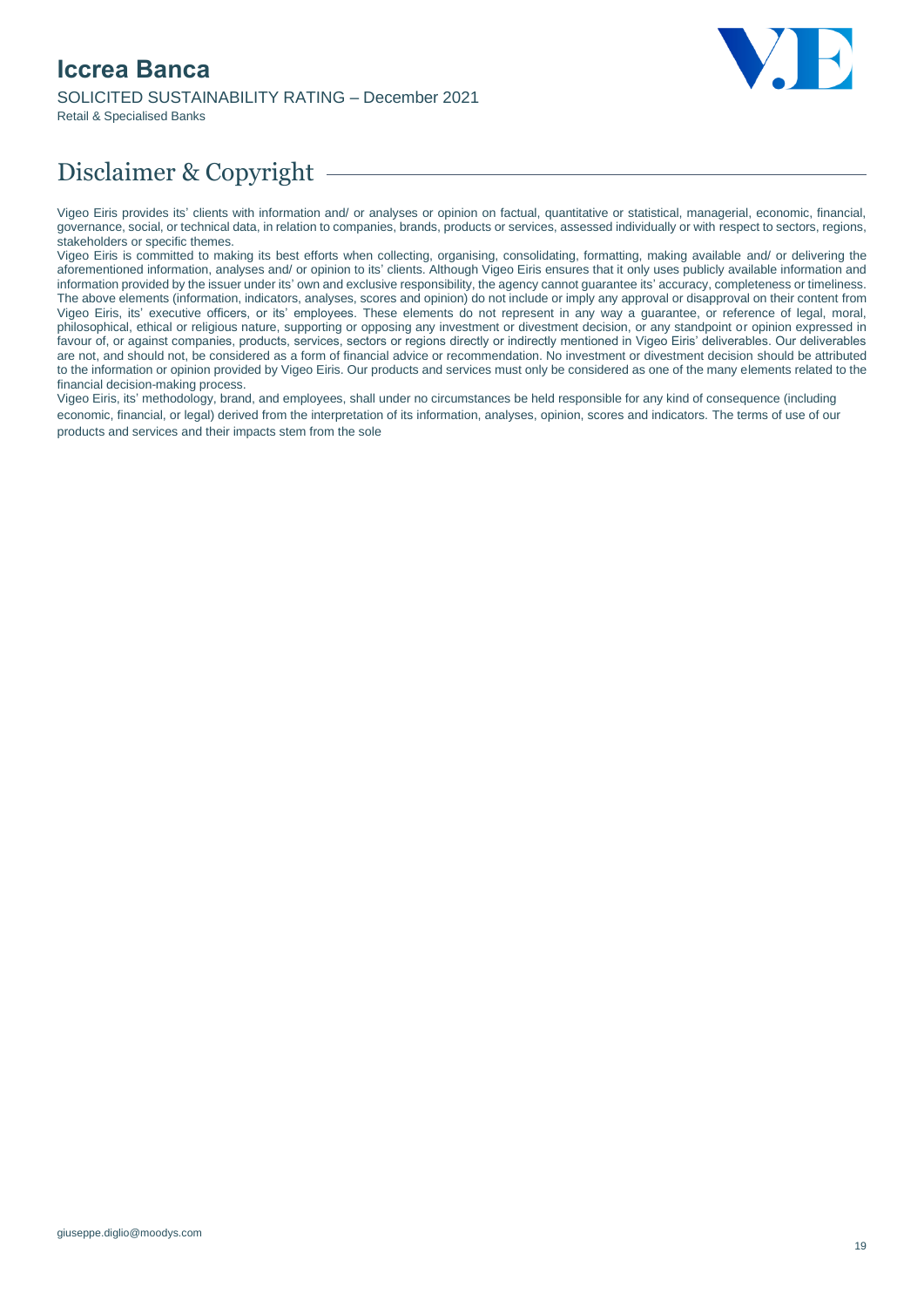# Disclaimer & Copyright

Vigeo Eiris provides its' clients with information and/ or analyses or opinion on factual, quantitative or statistical, managerial, economic, financial, governance, social, or technical data, in relation to companies, brands, products or services, assessed individually or with respect to sectors, regions, stakeholders or specific themes.

Vigeo Eiris is committed to making its best efforts when collecting, organising, consolidating, formatting, making available and/ or delivering the aforementioned information, analyses and/ or opinion to its' clients. Although Vigeo Eiris ensures that it only uses publicly available information and information provided by the issuer under its' own and exclusive responsibility, the agency cannot guarantee its' accuracy, completeness or timeliness. The above elements (information, indicators, analyses, scores and opinion) do not include or imply any approval or disapproval on their content from Vigeo Eiris, its' executive officers, or its' employees. These elements do not represent in any way a guarantee, or reference of legal, moral, philosophical, ethical or religious nature, supporting or opposing any investment or divestment decision, or any standpoint or opinion expressed in favour of, or against companies, products, services, sectors or regions directly or indirectly mentioned in Vigeo Eiris' deliverables. Our deliverables are not, and should not, be considered as a form of financial advice or recommendation. No investment or divestment decision should be attributed to the information or opinion provided by Vigeo Eiris. Our products and services must only be considered as one of the many elements related to the financial decision-making process.

Vigeo Eiris, its' methodology, brand, and employees, shall under no circumstances be held responsible for any kind of consequence (including economic, financial, or legal) derived from the interpretation of its information, analyses, opinion, scores and indicators. The terms of use of our products and services and their impacts stem from the sole

giuseppe.diglio@moodys.com